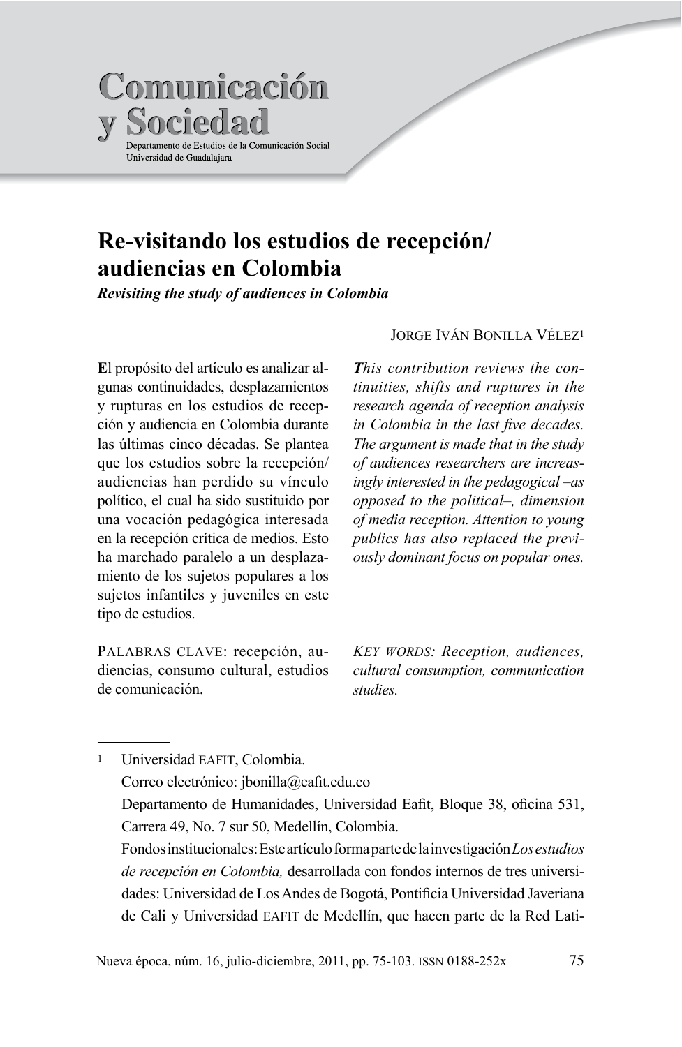# Re-visitando los estudios de recepción/ audiencias en Colombia

***Revisiting the study of audiences in Colombia***

JORGE IVÁN BONILLA VÉLEZ[1]

**E**l propósito del artículo es analizar algunas continuidades, desplazamientos y rupturas en los estudios de recepción y audiencia en Colombia durante las últimas cinco décadas. Se plantea que los estudios sobre la recepción/ audiencias han perdido su vínculo político, el cual ha sido sustituido por una vocación pedagógica interesada en la recepción crítica de medios. Esto ha marchado paralelo a un desplazamiento de los sujetos populares a los sujetos infantiles y juveniles en este tipo de estudios.

PALABRAS CLAVE: recepción, audiencias, consumo cultural, estudios de comunicación.

***T****his contribution reviews the continuities, shifts and ruptures in the research agenda of reception analysis in Colombia in the last five decades. The argument is made that in the study of audiences researchers are increasingly interested in the pedagogical –as opposed to the political–, dimension of media reception. Attention to young publics has also replaced the previously dominant focus on popular ones.*

*KEY WORDS: Reception, audiences, cultural consumption, communication studies.*

---

[1] Universidad EAFIT, Colombia.
Correo electrónico: jbonilla@eafit.edu.co
Departamento de Humanidades, Universidad Eafit, Bloque 38, oficina 531, Carrera 49, No. 7 sur 50, Medellín, Colombia.
Fondos institucionales: Este artículo forma parte de la investigación *Los estudios de recepción en Colombia,* desarrollada con fondos internos de tres universidades: Universidad de Los Andes de Bogotá, Pontificia Universidad Javeriana de Cali y Universidad EAFIT de Medellín, que hacen parte de la Red Lati-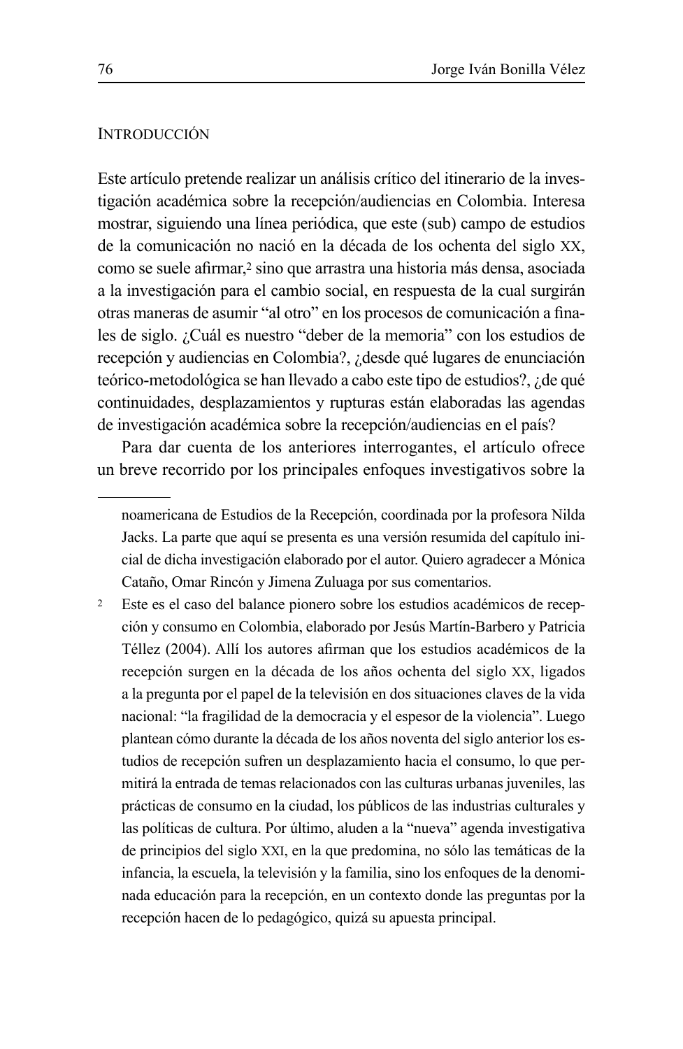## Introducción

Este artículo pretende realizar un análisis crítico del itinerario de la investigación académica sobre la recepción/audiencias en Colombia. Interesa mostrar, siguiendo una línea periódica, que este (sub) campo de estudios de la comunicación no nació en la década de los ochenta del siglo XX, como se suele afirmar,[2] sino que arrastra una historia más densa, asociada a la investigación para el cambio social, en respuesta de la cual surgirán otras maneras de asumir "al otro" en los procesos de comunicación a finales de siglo. ¿Cuál es nuestro "deber de la memoria" con los estudios de recepción y audiencias en Colombia?, ¿desde qué lugares de enunciación teórico-metodológica se han llevado a cabo este tipo de estudios?, ¿de qué continuidades, desplazamientos y rupturas están elaboradas las agendas de investigación académica sobre la recepción/audiencias en el país?

Para dar cuenta de los anteriores interrogantes, el artículo ofrece un breve recorrido por los principales enfoques investigativos sobre la

---

noamericana de Estudios de la Recepción, coordinada por la profesora Nilda Jacks. La parte que aquí se presenta es una versión resumida del capítulo inicial de dicha investigación elaborado por el autor. Quiero agradecer a Mónica Cataño, Omar Rincón y Jimena Zuluaga por sus comentarios.

[2] Este es el caso del balance pionero sobre los estudios académicos de recepción y consumo en Colombia, elaborado por Jesús Martín-Barbero y Patricia Téllez (2004). Allí los autores afirman que los estudios académicos de la recepción surgen en la década de los años ochenta del siglo XX, ligados a la pregunta por el papel de la televisión en dos situaciones claves de la vida nacional: "la fragilidad de la democracia y el espesor de la violencia". Luego plantean cómo durante la década de los años noventa del siglo anterior los estudios de recepción sufren un desplazamiento hacia el consumo, lo que permitirá la entrada de temas relacionados con las culturas urbanas juveniles, las prácticas de consumo en la ciudad, los públicos de las industrias culturales y las políticas de cultura. Por último, aluden a la "nueva" agenda investigativa de principios del siglo XXI, en la que predomina, no sólo las temáticas de la infancia, la escuela, la televisión y la familia, sino los enfoques de la denominada educación para la recepción, en un contexto donde las preguntas por la recepción hacen de lo pedagógico, quizá su apuesta principal.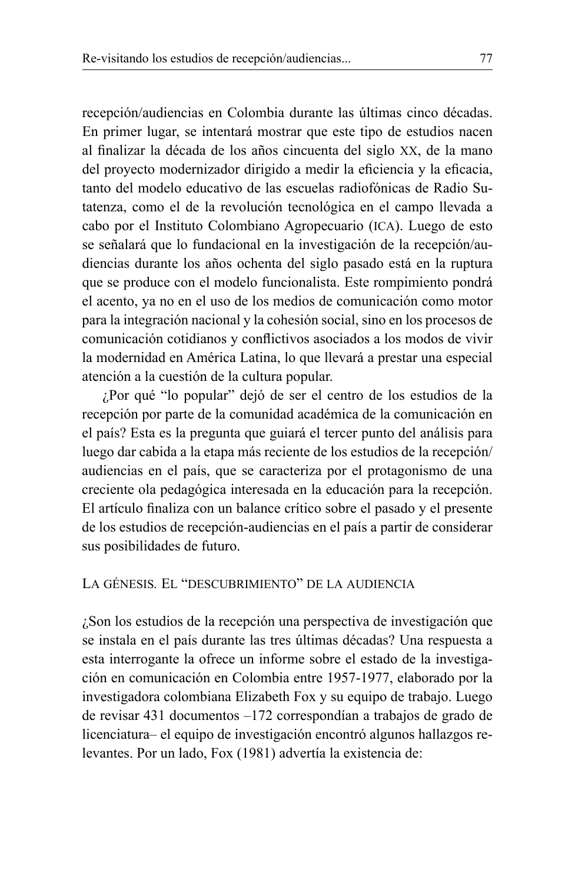recepción/audiencias en Colombia durante las últimas cinco décadas. En primer lugar, se intentará mostrar que este tipo de estudios nacen al finalizar la década de los años cincuenta del siglo XX, de la mano del proyecto modernizador dirigido a medir la eficiencia y la eficacia, tanto del modelo educativo de las escuelas radiofónicas de Radio Sutatenza, como el de la revolución tecnológica en el campo llevada a cabo por el Instituto Colombiano Agropecuario (ICA). Luego de esto se señalará que lo fundacional en la investigación de la recepción/audiencias durante los años ochenta del siglo pasado está en la ruptura que se produce con el modelo funcionalista. Este rompimiento pondrá el acento, ya no en el uso de los medios de comunicación como motor para la integración nacional y la cohesión social, sino en los procesos de comunicación cotidianos y conflictivos asociados a los modos de vivir la modernidad en América Latina, lo que llevará a prestar una especial atención a la cuestión de la cultura popular.

¿Por qué "lo popular" dejó de ser el centro de los estudios de la recepción por parte de la comunidad académica de la comunicación en el país? Esta es la pregunta que guiará el tercer punto del análisis para luego dar cabida a la etapa más reciente de los estudios de la recepción/audiencias en el país, que se caracteriza por el protagonismo de una creciente ola pedagógica interesada en la educación para la recepción. El artículo finaliza con un balance crítico sobre el pasado y el presente de los estudios de recepción-audiencias en el país a partir de considerar sus posibilidades de futuro.

## La génesis. El "descubrimiento" de la audiencia

¿Son los estudios de la recepción una perspectiva de investigación que se instala en el país durante las tres últimas décadas? Una respuesta a esta interrogante la ofrece un informe sobre el estado de la investigación en comunicación en Colombia entre 1957-1977, elaborado por la investigadora colombiana Elizabeth Fox y su equipo de trabajo. Luego de revisar 431 documentos –172 correspondían a trabajos de grado de licenciatura– el equipo de investigación encontró algunos hallazgos relevantes. Por un lado, Fox (1981) advertía la existencia de: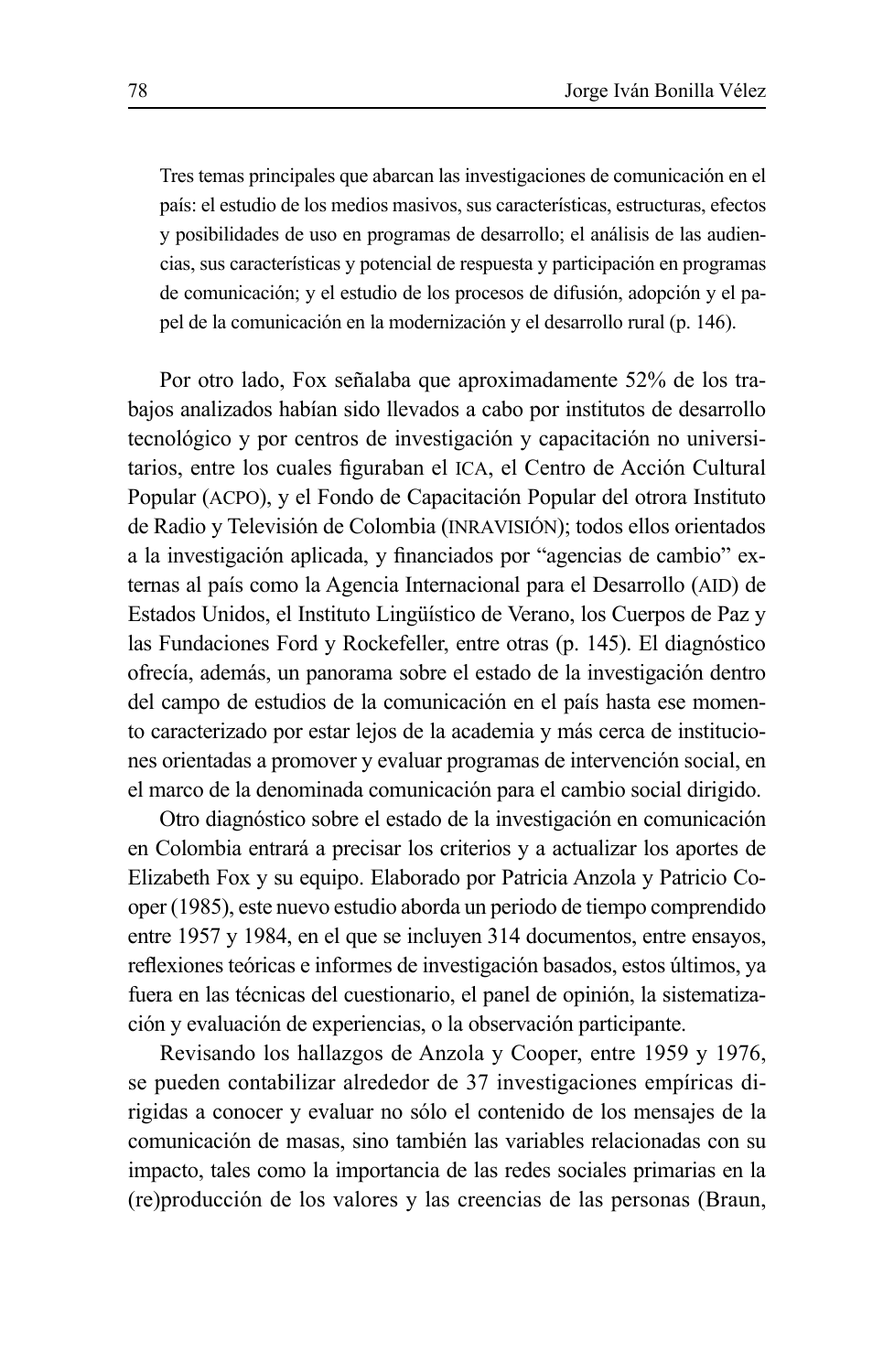> Tres temas principales que abarcan las investigaciones de comunicación en el país: el estudio de los medios masivos, sus características, estructuras, efectos y posibilidades de uso en programas de desarrollo; el análisis de las audiencias, sus características y potencial de respuesta y participación en programas de comunicación; y el estudio de los procesos de difusión, adopción y el papel de la comunicación en la modernización y el desarrollo rural (p. 146).

Por otro lado, Fox señalaba que aproximadamente 52% de los trabajos analizados habían sido llevados a cabo por institutos de desarrollo tecnológico y por centros de investigación y capacitación no universitarios, entre los cuales figuraban el ICA, el Centro de Acción Cultural Popular (ACPO), y el Fondo de Capacitación Popular del otrora Instituto de Radio y Televisión de Colombia (INRAVISIÓN); todos ellos orientados a la investigación aplicada, y financiados por "agencias de cambio" externas al país como la Agencia Internacional para el Desarrollo (AID) de Estados Unidos, el Instituto Lingüístico de Verano, los Cuerpos de Paz y las Fundaciones Ford y Rockefeller, entre otras (p. 145). El diagnóstico ofrecía, además, un panorama sobre el estado de la investigación dentro del campo de estudios de la comunicación en el país hasta ese momento caracterizado por estar lejos de la academia y más cerca de instituciones orientadas a promover y evaluar programas de intervención social, en el marco de la denominada comunicación para el cambio social dirigido.

Otro diagnóstico sobre el estado de la investigación en comunicación en Colombia entrará a precisar los criterios y a actualizar los aportes de Elizabeth Fox y su equipo. Elaborado por Patricia Anzola y Patricio Cooper (1985), este nuevo estudio aborda un periodo de tiempo comprendido entre 1957 y 1984, en el que se incluyen 314 documentos, entre ensayos, reflexiones teóricas e informes de investigación basados, estos últimos, ya fuera en las técnicas del cuestionario, el panel de opinión, la sistematización y evaluación de experiencias, o la observación participante.

Revisando los hallazgos de Anzola y Cooper, entre 1959 y 1976, se pueden contabilizar alrededor de 37 investigaciones empíricas dirigidas a conocer y evaluar no sólo el contenido de los mensajes de la comunicación de masas, sino también las variables relacionadas con su impacto, tales como la importancia de las redes sociales primarias en la (re)producción de los valores y las creencias de las personas (Braun,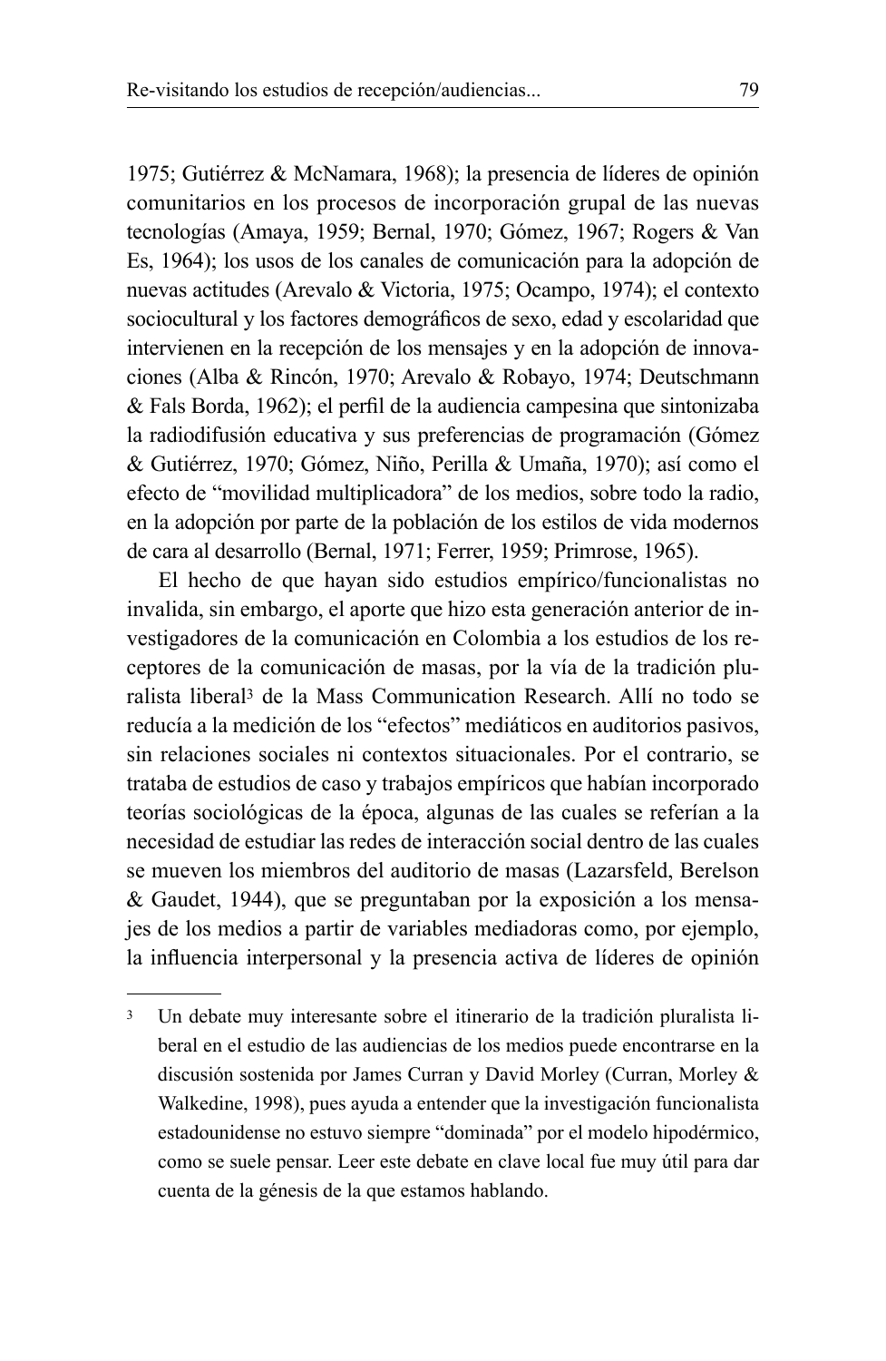1975; Gutiérrez & McNamara, 1968); la presencia de líderes de opinión comunitarios en los procesos de incorporación grupal de las nuevas tecnologías (Amaya, 1959; Bernal, 1970; Gómez, 1967; Rogers & Van Es, 1964); los usos de los canales de comunicación para la adopción de nuevas actitudes (Arevalo & Victoria, 1975; Ocampo, 1974); el contexto sociocultural y los factores demográficos de sexo, edad y escolaridad que intervienen en la recepción de los mensajes y en la adopción de innovaciones (Alba & Rincón, 1970; Arevalo & Robayo, 1974; Deutschmann & Fals Borda, 1962); el perfil de la audiencia campesina que sintonizaba la radiodifusión educativa y sus preferencias de programación (Gómez & Gutiérrez, 1970; Gómez, Niño, Perilla & Umaña, 1970); así como el efecto de "movilidad multiplicadora" de los medios, sobre todo la radio, en la adopción por parte de la población de los estilos de vida modernos de cara al desarrollo (Bernal, 1971; Ferrer, 1959; Primrose, 1965).

El hecho de que hayan sido estudios empírico/funcionalistas no invalida, sin embargo, el aporte que hizo esta generación anterior de investigadores de la comunicación en Colombia a los estudios de los receptores de la comunicación de masas, por la vía de la tradición pluralista liberal[3] de la Mass Communication Research. Allí no todo se reducía a la medición de los "efectos" mediáticos en auditorios pasivos, sin relaciones sociales ni contextos situacionales. Por el contrario, se trataba de estudios de caso y trabajos empíricos que habían incorporado teorías sociológicas de la época, algunas de las cuales se referían a la necesidad de estudiar las redes de interacción social dentro de las cuales se mueven los miembros del auditorio de masas (Lazarsfeld, Berelson & Gaudet, 1944), que se preguntaban por la exposición a los mensajes de los medios a partir de variables mediadoras como, por ejemplo, la influencia interpersonal y la presencia activa de líderes de opinión

---

[3] Un debate muy interesante sobre el itinerario de la tradición pluralista liberal en el estudio de las audiencias de los medios puede encontrarse en la discusión sostenida por James Curran y David Morley (Curran, Morley & Walkedine, 1998), pues ayuda a entender que la investigación funcionalista estadounidense no estuvo siempre "dominada" por el modelo hipodérmico, como se suele pensar. Leer este debate en clave local fue muy útil para dar cuenta de la génesis de la que estamos hablando.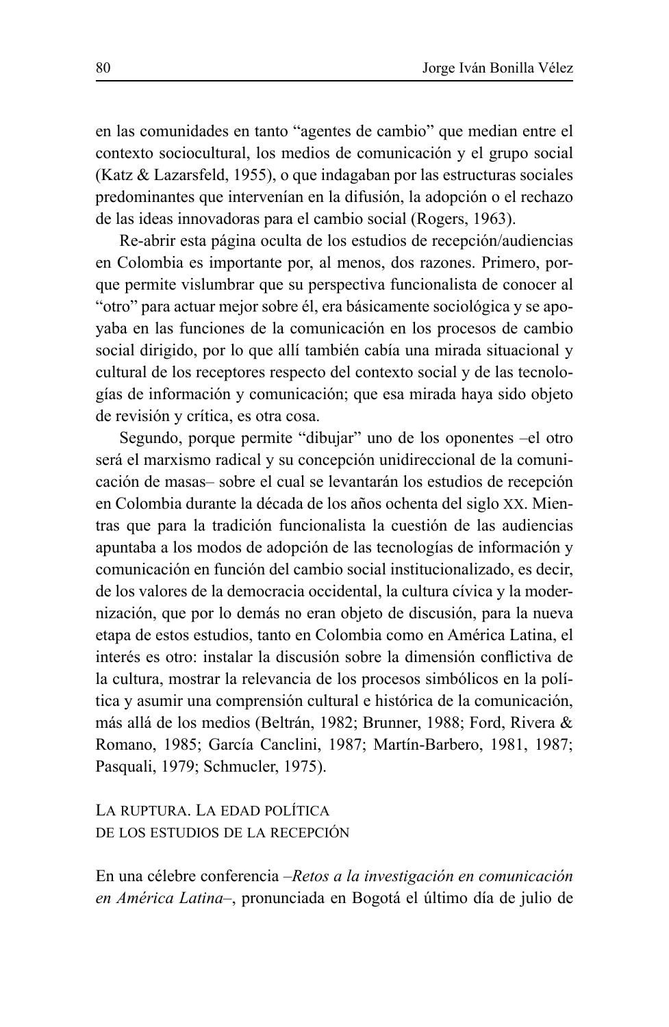en las comunidades en tanto "agentes de cambio" que median entre el contexto sociocultural, los medios de comunicación y el grupo social (Katz & Lazarsfeld, 1955), o que indagaban por las estructuras sociales predominantes que intervenían en la difusión, la adopción o el rechazo de las ideas innovadoras para el cambio social (Rogers, 1963).

Re-abrir esta página oculta de los estudios de recepción/audiencias en Colombia es importante por, al menos, dos razones. Primero, porque permite vislumbrar que su perspectiva funcionalista de conocer al "otro" para actuar mejor sobre él, era básicamente sociológica y se apoyaba en las funciones de la comunicación en los procesos de cambio social dirigido, por lo que allí también cabía una mirada situacional y cultural de los receptores respecto del contexto social y de las tecnologías de información y comunicación; que esa mirada haya sido objeto de revisión y crítica, es otra cosa.

Segundo, porque permite "dibujar" uno de los oponentes –el otro será el marxismo radical y su concepción unidireccional de la comunicación de masas– sobre el cual se levantarán los estudios de recepción en Colombia durante la década de los años ochenta del siglo XX. Mientras que para la tradición funcionalista la cuestión de las audiencias apuntaba a los modos de adopción de las tecnologías de información y comunicación en función del cambio social institucionalizado, es decir, de los valores de la democracia occidental, la cultura cívica y la modernización, que por lo demás no eran objeto de discusión, para la nueva etapa de estos estudios, tanto en Colombia como en América Latina, el interés es otro: instalar la discusión sobre la dimensión conflictiva de la cultura, mostrar la relevancia de los procesos simbólicos en la política y asumir una comprensión cultural e histórica de la comunicación, más allá de los medios (Beltrán, 1982; Brunner, 1988; Ford, Rivera & Romano, 1985; García Canclini, 1987; Martín-Barbero, 1981, 1987; Pasquali, 1979; Schmucler, 1975).

## La ruptura. La edad política de los estudios de la recepción

En una célebre conferencia –*Retos a la investigación en comunicación en América Latina*–, pronunciada en Bogotá el último día de julio de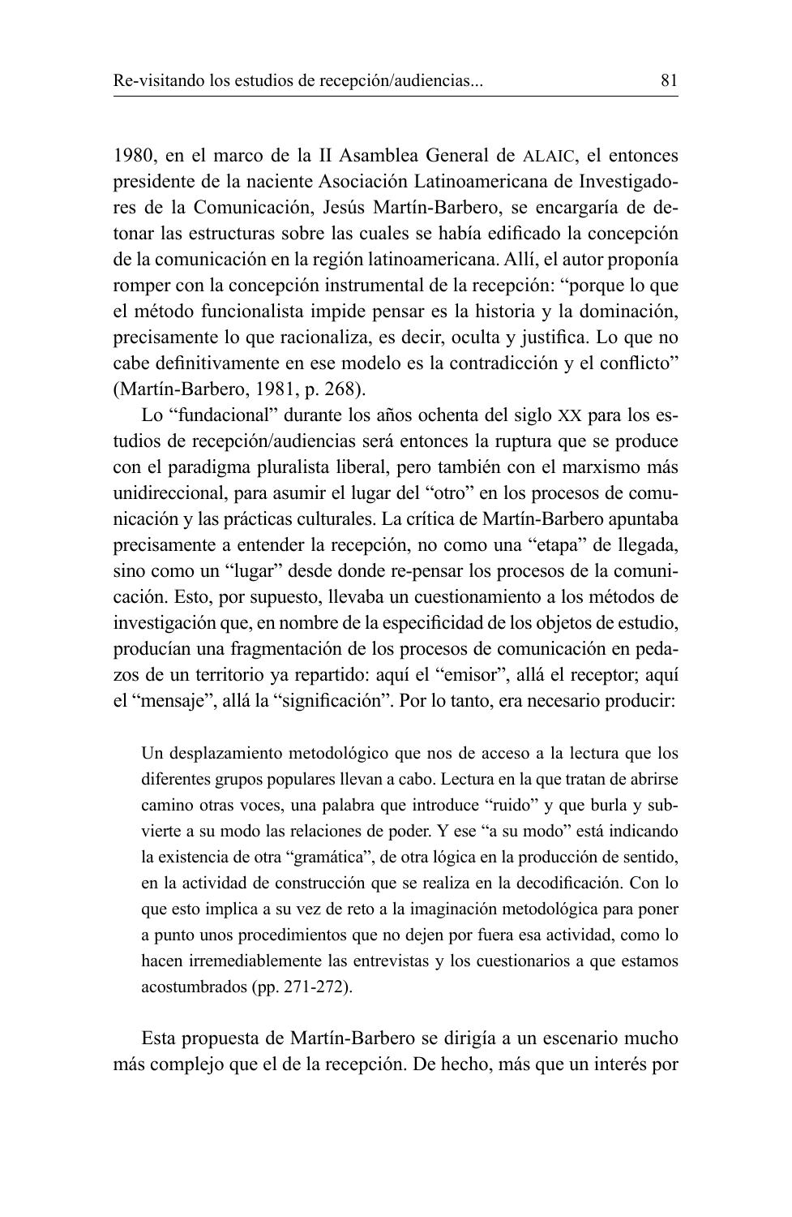1980, en el marco de la II Asamblea General de ALAIC, el entonces presidente de la naciente Asociación Latinoamericana de Investigadores de la Comunicación, Jesús Martín-Barbero, se encargaría de detonar las estructuras sobre las cuales se había edificado la concepción de la comunicación en la región latinoamericana. Allí, el autor proponía romper con la concepción instrumental de la recepción: "porque lo que el método funcionalista impide pensar es la historia y la dominación, precisamente lo que racionaliza, es decir, oculta y justifica. Lo que no cabe definitivamente en ese modelo es la contradicción y el conflicto" (Martín-Barbero, 1981, p. 268).

Lo "fundacional" durante los años ochenta del siglo XX para los estudios de recepción/audiencias será entonces la ruptura que se produce con el paradigma pluralista liberal, pero también con el marxismo más unidireccional, para asumir el lugar del "otro" en los procesos de comunicación y las prácticas culturales. La crítica de Martín-Barbero apuntaba precisamente a entender la recepción, no como una "etapa" de llegada, sino como un "lugar" desde donde re-pensar los procesos de la comunicación. Esto, por supuesto, llevaba un cuestionamiento a los métodos de investigación que, en nombre de la especificidad de los objetos de estudio, producían una fragmentación de los procesos de comunicación en pedazos de un territorio ya repartido: aquí el "emisor", allá el receptor; aquí el "mensaje", allá la "significación". Por lo tanto, era necesario producir:

> Un desplazamiento metodológico que nos de acceso a la lectura que los diferentes grupos populares llevan a cabo. Lectura en la que tratan de abrirse camino otras voces, una palabra que introduce "ruido" y que burla y subvierte a su modo las relaciones de poder. Y ese "a su modo" está indicando la existencia de otra "gramática", de otra lógica en la producción de sentido, en la actividad de construcción que se realiza en la decodificación. Con lo que esto implica a su vez de reto a la imaginación metodológica para poner a punto unos procedimientos que no dejen por fuera esa actividad, como lo hacen irremediablemente las entrevistas y los cuestionarios a que estamos acostumbrados (pp. 271-272).

Esta propuesta de Martín-Barbero se dirigía a un escenario mucho más complejo que el de la recepción. De hecho, más que un interés por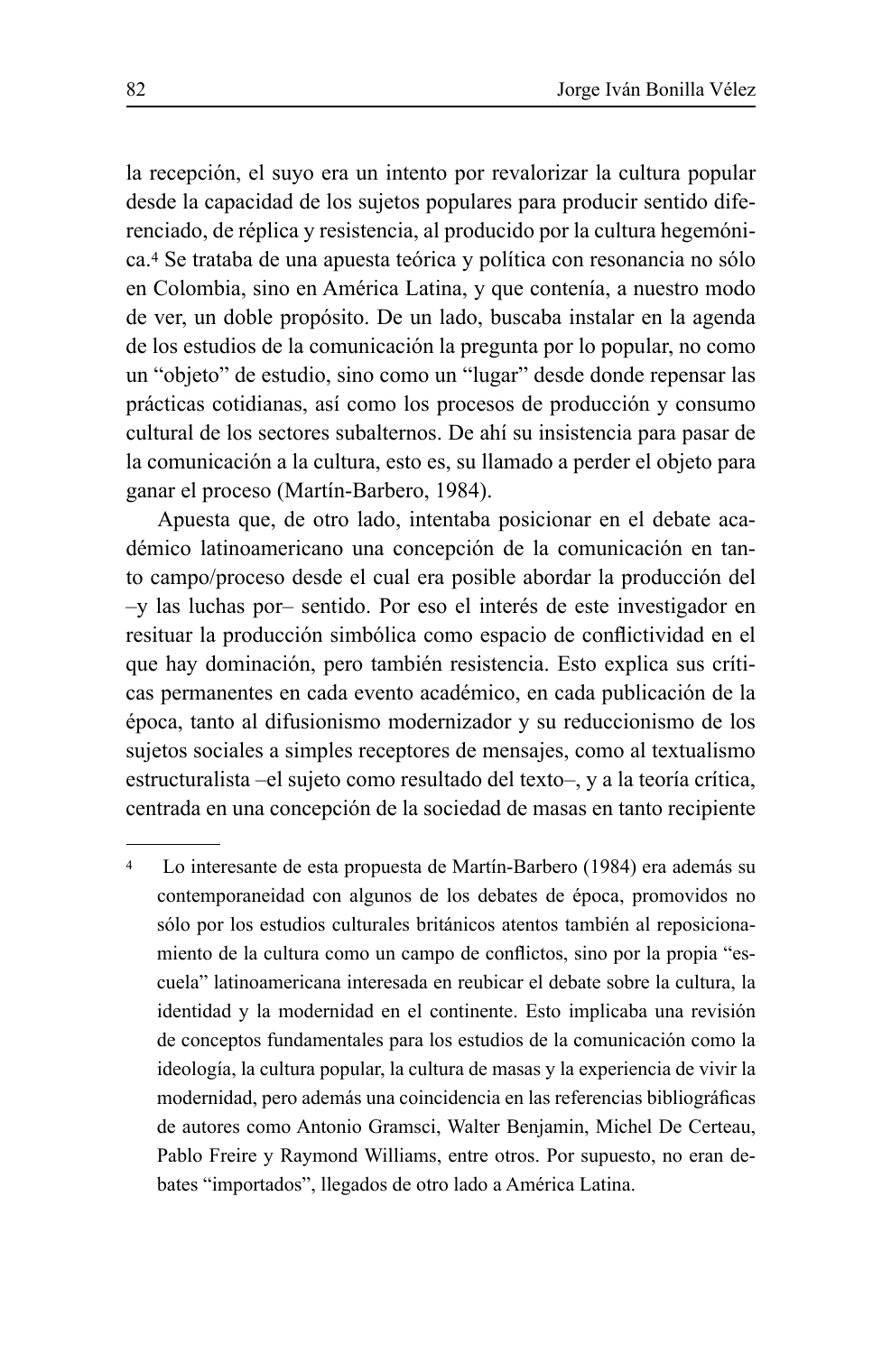la recepción, el suyo era un intento por revalorizar la cultura popular desde la capacidad de los sujetos populares para producir sentido diferenciado, de réplica y resistencia, al producido por la cultura hegemónica.[4] Se trataba de una apuesta teórica y política con resonancia no sólo en Colombia, sino en América Latina, y que contenía, a nuestro modo de ver, un doble propósito. De un lado, buscaba instalar en la agenda de los estudios de la comunicación la pregunta por lo popular, no como un "objeto" de estudio, sino como un "lugar" desde donde repensar las prácticas cotidianas, así como los procesos de producción y consumo cultural de los sectores subalternos. De ahí su insistencia para pasar de la comunicación a la cultura, esto es, su llamado a perder el objeto para ganar el proceso (Martín-Barbero, 1984).

Apuesta que, de otro lado, intentaba posicionar en el debate académico latinoamericano una concepción de la comunicación en tanto campo/proceso desde el cual era posible abordar la producción del –y las luchas por– sentido. Por eso el interés de este investigador en resituar la producción simbólica como espacio de conflictividad en el que hay dominación, pero también resistencia. Esto explica sus críticas permanentes en cada evento académico, en cada publicación de la época, tanto al difusionismo modernizador y su reduccionismo de los sujetos sociales a simples receptores de mensajes, como al textualismo estructuralista –el sujeto como resultado del texto–, y a la teoría crítica, centrada en una concepción de la sociedad de masas en tanto recipiente

---

[4] Lo interesante de esta propuesta de Martín-Barbero (1984) era además su contemporaneidad con algunos de los debates de época, promovidos no sólo por los estudios culturales británicos atentos también al reposicionamiento de la cultura como un campo de conflictos, sino por la propia "escuela" latinoamericana interesada en reubicar el debate sobre la cultura, la identidad y la modernidad en el continente. Esto implicaba una revisión de conceptos fundamentales para los estudios de la comunicación como la ideología, la cultura popular, la cultura de masas y la experiencia de vivir la modernidad, pero además una coincidencia en las referencias bibliográficas de autores como Antonio Gramsci, Walter Benjamin, Michel De Certeau, Pablo Freire y Raymond Williams, entre otros. Por supuesto, no eran debates "importados", llegados de otro lado a América Latina.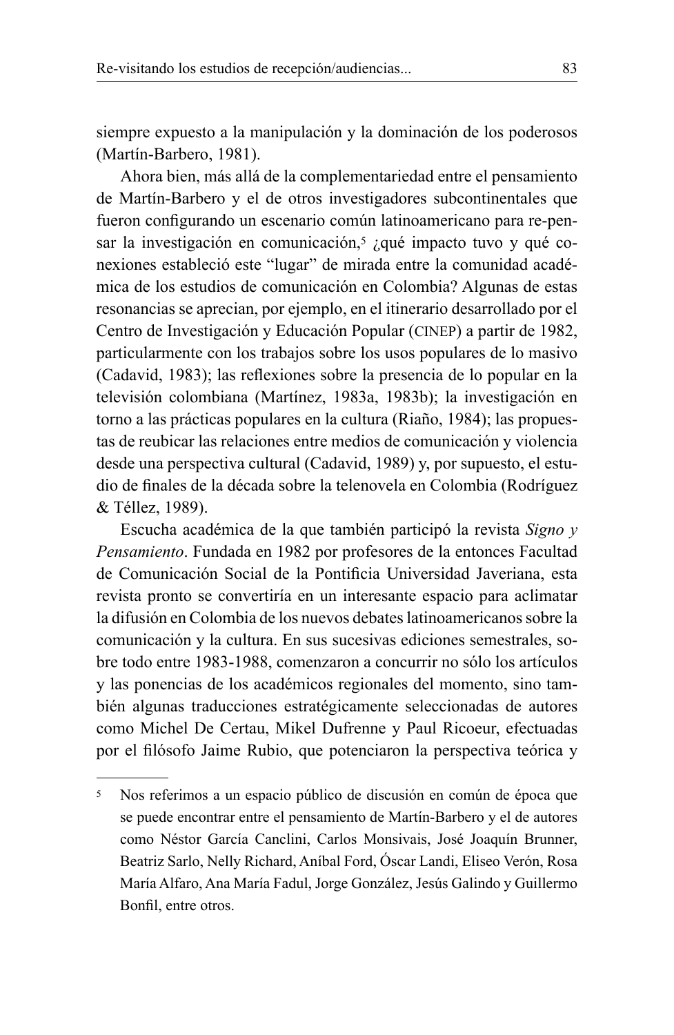siempre expuesto a la manipulación y la dominación de los poderosos (Martín-Barbero, 1981).

Ahora bien, más allá de la complementariedad entre el pensamiento de Martín-Barbero y el de otros investigadores subcontinentales que fueron configurando un escenario común latinoamericano para re-pensar la investigación en comunicación,[5] ¿qué impacto tuvo y qué conexiones estableció este "lugar" de mirada entre la comunidad académica de los estudios de comunicación en Colombia? Algunas de estas resonancias se aprecian, por ejemplo, en el itinerario desarrollado por el Centro de Investigación y Educación Popular (CINEP) a partir de 1982, particularmente con los trabajos sobre los usos populares de lo masivo (Cadavid, 1983); las reflexiones sobre la presencia de lo popular en la televisión colombiana (Martínez, 1983a, 1983b); la investigación en torno a las prácticas populares en la cultura (Riaño, 1984); las propuestas de reubicar las relaciones entre medios de comunicación y violencia desde una perspectiva cultural (Cadavid, 1989) y, por supuesto, el estudio de finales de la década sobre la telenovela en Colombia (Rodríguez & Téllez, 1989).

Escucha académica de la que también participó la revista *Signo y Pensamiento*. Fundada en 1982 por profesores de la entonces Facultad de Comunicación Social de la Pontificia Universidad Javeriana, esta revista pronto se convertiría en un interesante espacio para aclimatar la difusión en Colombia de los nuevos debates latinoamericanos sobre la comunicación y la cultura. En sus sucesivas ediciones semestrales, sobre todo entre 1983-1988, comenzaron a concurrir no sólo los artículos y las ponencias de los académicos regionales del momento, sino también algunas traducciones estratégicamente seleccionadas de autores como Michel De Certau, Mikel Dufrenne y Paul Ricoeur, efectuadas por el filósofo Jaime Rubio, que potenciaron la perspectiva teórica y

---

[5] Nos referimos a un espacio público de discusión en común de época que se puede encontrar entre el pensamiento de Martín-Barbero y el de autores como Néstor García Canclini, Carlos Monsivais, José Joaquín Brunner, Beatriz Sarlo, Nelly Richard, Aníbal Ford, Óscar Landi, Eliseo Verón, Rosa María Alfaro, Ana María Fadul, Jorge González, Jesús Galindo y Guillermo Bonfil, entre otros.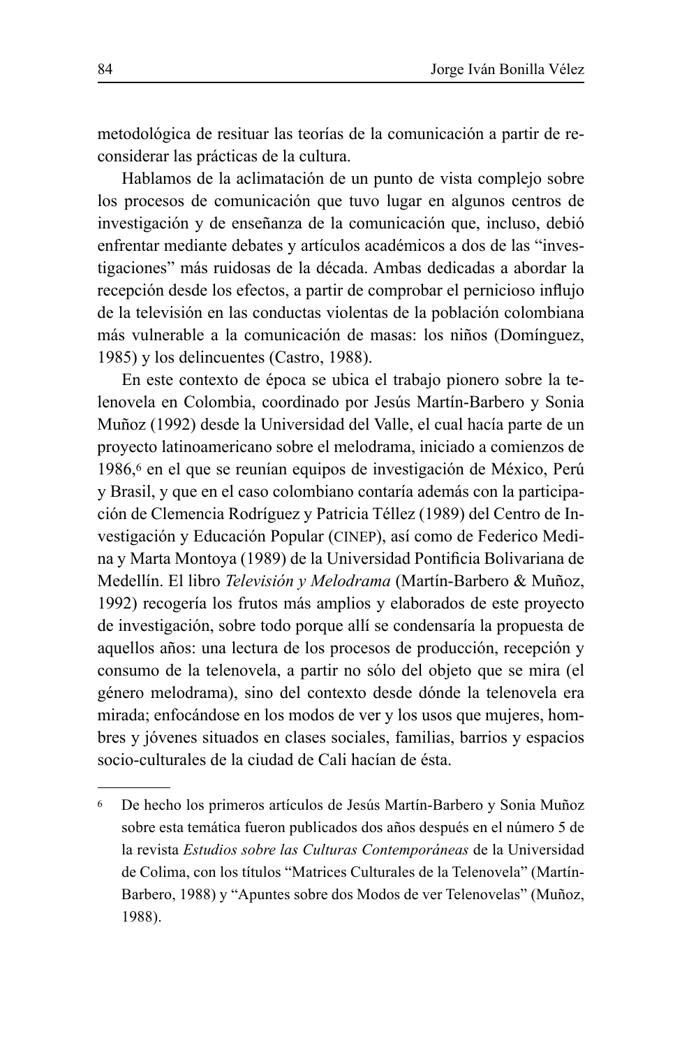metodológica de resituar las teorías de la comunicación a partir de reconsiderar las prácticas de la cultura.

Hablamos de la aclimatación de un punto de vista complejo sobre los procesos de comunicación que tuvo lugar en algunos centros de investigación y de enseñanza de la comunicación que, incluso, debió enfrentar mediante debates y artículos académicos a dos de las "investigaciones" más ruidosas de la década. Ambas dedicadas a abordar la recepción desde los efectos, a partir de comprobar el pernicioso influjo de la televisión en las conductas violentas de la población colombiana más vulnerable a la comunicación de masas: los niños (Domínguez, 1985) y los delincuentes (Castro, 1988).

En este contexto de época se ubica el trabajo pionero sobre la telenovela en Colombia, coordinado por Jesús Martín-Barbero y Sonia Muñoz (1992) desde la Universidad del Valle, el cual hacía parte de un proyecto latinoamericano sobre el melodrama, iniciado a comienzos de 1986,[6] en el que se reunían equipos de investigación de México, Perú y Brasil, y que en el caso colombiano contaría además con la participación de Clemencia Rodríguez y Patricia Téllez (1989) del Centro de Investigación y Educación Popular (CINEP), así como de Federico Medina y Marta Montoya (1989) de la Universidad Pontificia Bolivariana de Medellín. El libro *Televisión y Melodrama* (Martín-Barbero & Muñoz, 1992) recogería los frutos más amplios y elaborados de este proyecto de investigación, sobre todo porque allí se condensaría la propuesta de aquellos años: una lectura de los procesos de producción, recepción y consumo de la telenovela, a partir no sólo del objeto que se mira (el género melodrama), sino del contexto desde dónde la telenovela era mirada; enfocándose en los modos de ver y los usos que mujeres, hombres y jóvenes situados en clases sociales, familias, barrios y espacios socio-culturales de la ciudad de Cali hacían de ésta.

---

[6] De hecho los primeros artículos de Jesús Martín-Barbero y Sonia Muñoz sobre esta temática fueron publicados dos años después en el número 5 de la revista *Estudios sobre las Culturas Contemporáneas* de la Universidad de Colima, con los títulos "Matrices Culturales de la Telenovela" (Martín-Barbero, 1988) y "Apuntes sobre dos Modos de ver Telenovelas" (Muñoz, 1988).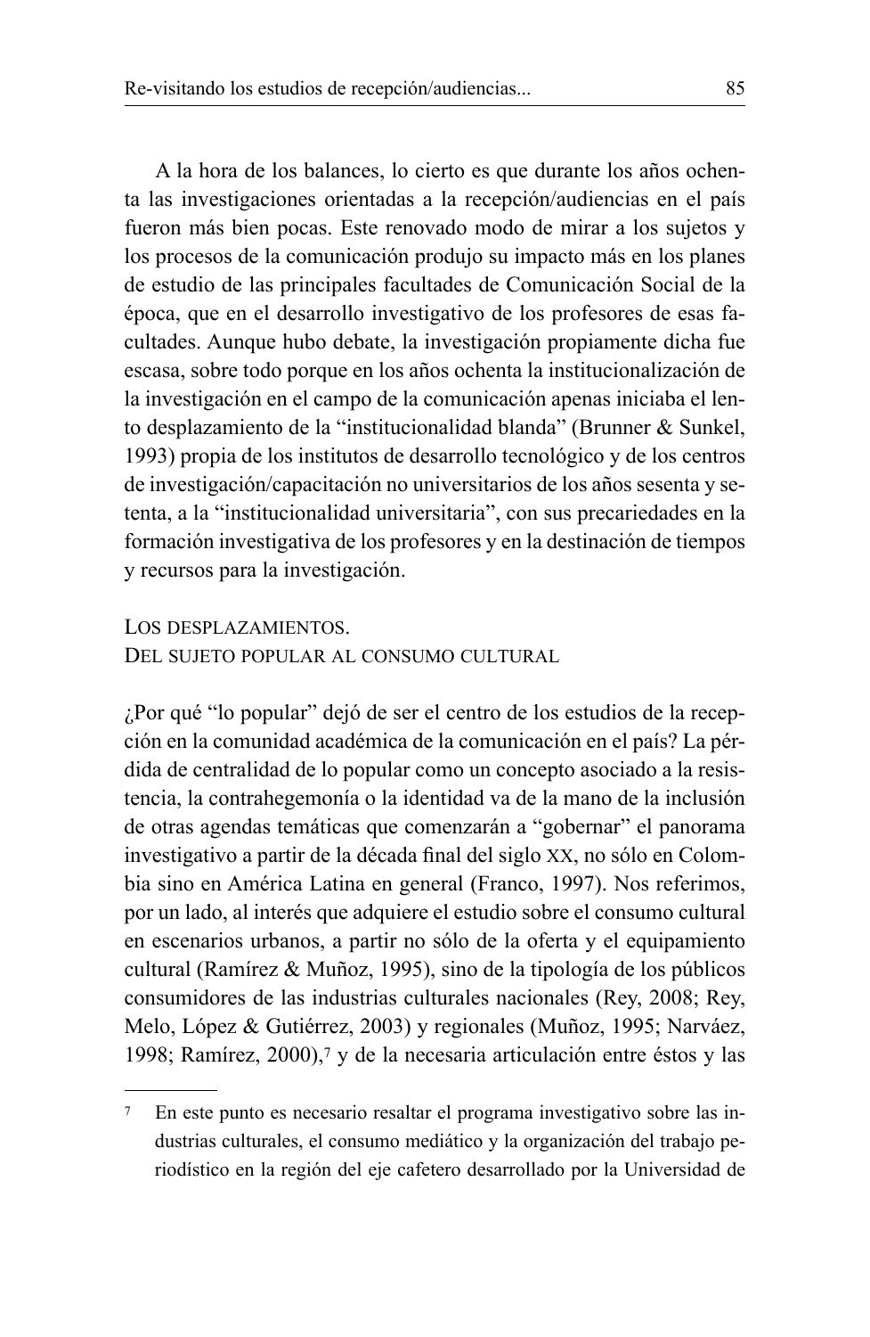A la hora de los balances, lo cierto es que durante los años ochenta las investigaciones orientadas a la recepción/audiencias en el país fueron más bien pocas. Este renovado modo de mirar a los sujetos y los procesos de la comunicación produjo su impacto más en los planes de estudio de las principales facultades de Comunicación Social de la época, que en el desarrollo investigativo de los profesores de esas facultades. Aunque hubo debate, la investigación propiamente dicha fue escasa, sobre todo porque en los años ochenta la institucionalización de la investigación en el campo de la comunicación apenas iniciaba el lento desplazamiento de la "institucionalidad blanda" (Brunner & Sunkel, 1993) propia de los institutos de desarrollo tecnológico y de los centros de investigación/capacitación no universitarios de los años sesenta y setenta, a la "institucionalidad universitaria", con sus precariedades en la formación investigativa de los profesores y en la destinación de tiempos y recursos para la investigación.

## Los desplazamientos. Del sujeto popular al consumo cultural

¿Por qué "lo popular" dejó de ser el centro de los estudios de la recepción en la comunidad académica de la comunicación en el país? La pérdida de centralidad de lo popular como un concepto asociado a la resistencia, la contrahegemonía o la identidad va de la mano de la inclusión de otras agendas temáticas que comenzarán a "gobernar" el panorama investigativo a partir de la década final del siglo XX, no sólo en Colombia sino en América Latina en general (Franco, 1997). Nos referimos, por un lado, al interés que adquiere el estudio sobre el consumo cultural en escenarios urbanos, a partir no sólo de la oferta y el equipamiento cultural (Ramírez & Muñoz, 1995), sino de la tipología de los públicos consumidores de las industrias culturales nacionales (Rey, 2008; Rey, Melo, López & Gutiérrez, 2003) y regionales (Muñoz, 1995; Narváez, 1998; Ramírez, 2000),[7] y de la necesaria articulación entre éstos y las

---

[7] En este punto es necesario resaltar el programa investigativo sobre las industrias culturales, el consumo mediático y la organización del trabajo periodístico en la región del eje cafetero desarrollado por la Universidad de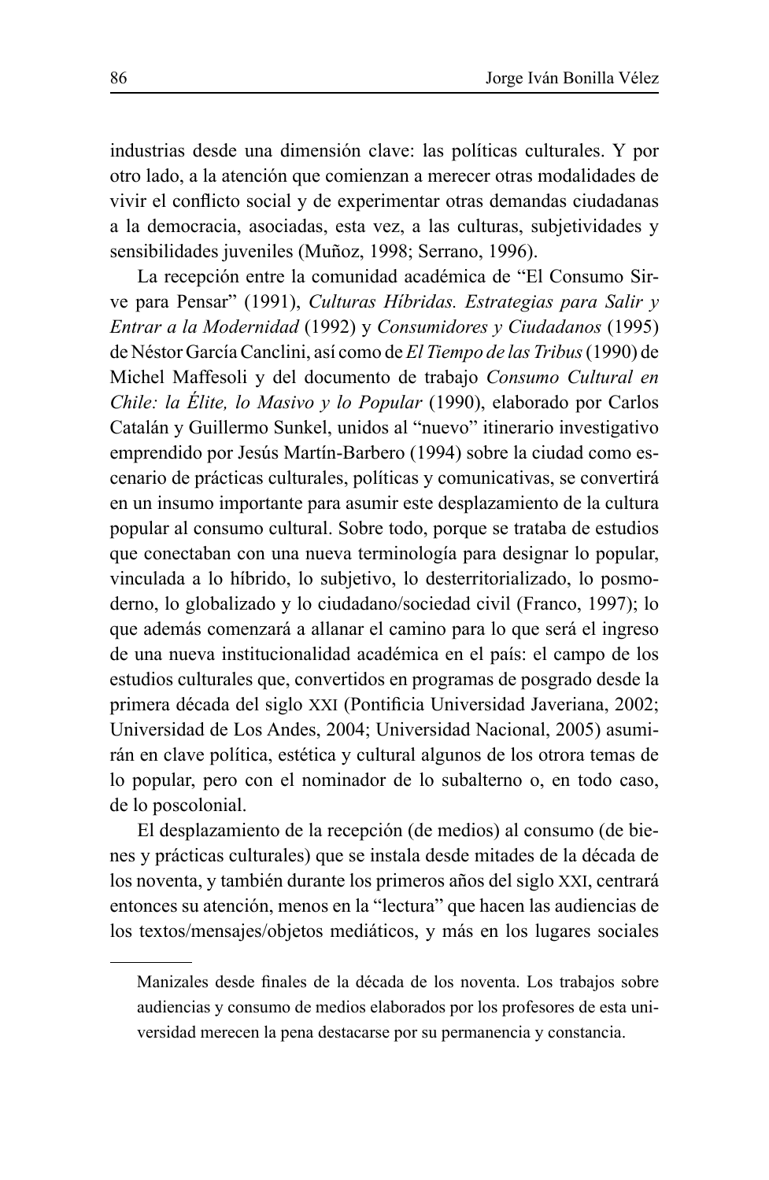industrias desde una dimensión clave: las políticas culturales. Y por otro lado, a la atención que comienzan a merecer otras modalidades de vivir el conflicto social y de experimentar otras demandas ciudadanas a la democracia, asociadas, esta vez, a las culturas, subjetividades y sensibilidades juveniles (Muñoz, 1998; Serrano, 1996).

La recepción entre la comunidad académica de "El Consumo Sirve para Pensar" (1991), *Culturas Híbridas. Estrategias para Salir y Entrar a la Modernidad* (1992) y *Consumidores y Ciudadanos* (1995) de Néstor García Canclini, así como de *El Tiempo de las Tribus* (1990) de Michel Maffesoli y del documento de trabajo *Consumo Cultural en Chile: la Élite, lo Masivo y lo Popular* (1990), elaborado por Carlos Catalán y Guillermo Sunkel, unidos al "nuevo" itinerario investigativo emprendido por Jesús Martín-Barbero (1994) sobre la ciudad como escenario de prácticas culturales, políticas y comunicativas, se convertirá en un insumo importante para asumir este desplazamiento de la cultura popular al consumo cultural. Sobre todo, porque se trataba de estudios que conectaban con una nueva terminología para designar lo popular, vinculada a lo híbrido, lo subjetivo, lo desterritorializado, lo posmoderno, lo globalizado y lo ciudadano/sociedad civil (Franco, 1997); lo que además comenzará a allanar el camino para lo que será el ingreso de una nueva institucionalidad académica en el país: el campo de los estudios culturales que, convertidos en programas de posgrado desde la primera década del siglo XXI (Pontificia Universidad Javeriana, 2002; Universidad de Los Andes, 2004; Universidad Nacional, 2005) asumirán en clave política, estética y cultural algunos de los otrora temas de lo popular, pero con el nominador de lo subalterno o, en todo caso, de lo poscolonial.

El desplazamiento de la recepción (de medios) al consumo (de bienes y prácticas culturales) que se instala desde mitades de la década de los noventa, y también durante los primeros años del siglo XXI, centrará entonces su atención, menos en la "lectura" que hacen las audiencias de los textos/mensajes/objetos mediáticos, y más en los lugares sociales

---

Manizales desde finales de la década de los noventa. Los trabajos sobre audiencias y consumo de medios elaborados por los profesores de esta universidad merecen la pena destacarse por su permanencia y constancia.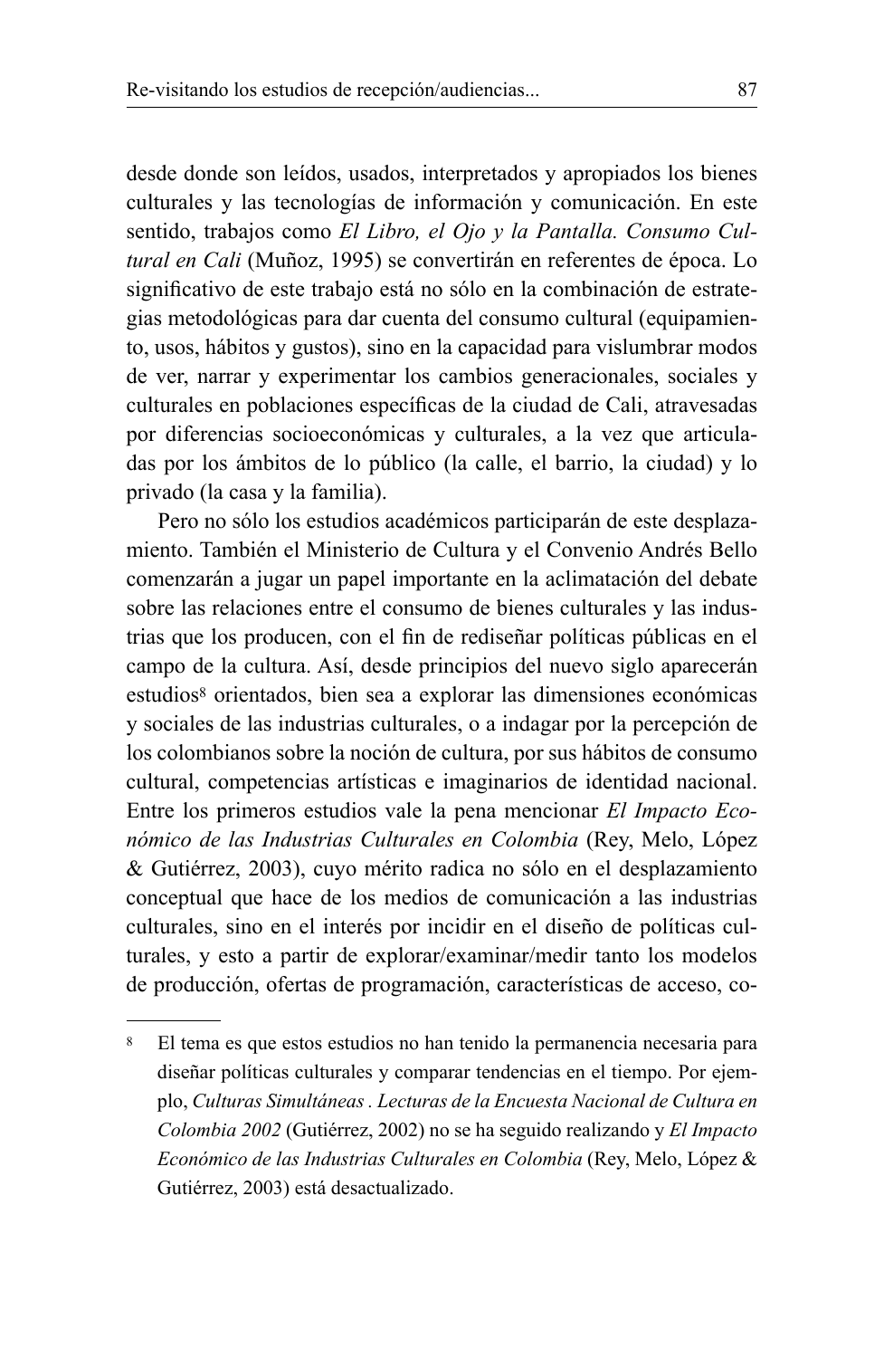desde donde son leídos, usados, interpretados y apropiados los bienes culturales y las tecnologías de información y comunicación. En este sentido, trabajos como *El Libro, el Ojo y la Pantalla. Consumo Cultural en Cali* (Muñoz, 1995) se convertirán en referentes de época. Lo significativo de este trabajo está no sólo en la combinación de estrategias metodológicas para dar cuenta del consumo cultural (equipamiento, usos, hábitos y gustos), sino en la capacidad para vislumbrar modos de ver, narrar y experimentar los cambios generacionales, sociales y culturales en poblaciones específicas de la ciudad de Cali, atravesadas por diferencias socioeconómicas y culturales, a la vez que articuladas por los ámbitos de lo público (la calle, el barrio, la ciudad) y lo privado (la casa y la familia).

Pero no sólo los estudios académicos participarán de este desplazamiento. También el Ministerio de Cultura y el Convenio Andrés Bello comenzarán a jugar un papel importante en la aclimatación del debate sobre las relaciones entre el consumo de bienes culturales y las industrias que los producen, con el fin de rediseñar políticas públicas en el campo de la cultura. Así, desde principios del nuevo siglo aparecerán estudios[8] orientados, bien sea a explorar las dimensiones económicas y sociales de las industrias culturales, o a indagar por la percepción de los colombianos sobre la noción de cultura, por sus hábitos de consumo cultural, competencias artísticas e imaginarios de identidad nacional. Entre los primeros estudios vale la pena mencionar *El Impacto Económico de las Industrias Culturales en Colombia* (Rey, Melo, López & Gutiérrez, 2003), cuyo mérito radica no sólo en el desplazamiento conceptual que hace de los medios de comunicación a las industrias culturales, sino en el interés por incidir en el diseño de políticas culturales, y esto a partir de explorar/examinar/medir tanto los modelos de producción, ofertas de programación, características de acceso, co-

---

[8] El tema es que estos estudios no han tenido la permanencia necesaria para diseñar políticas culturales y comparar tendencias en el tiempo. Por ejemplo, *Culturas Simultáneas . Lecturas de la Encuesta Nacional de Cultura en Colombia 2002* (Gutiérrez, 2002) no se ha seguido realizando y *El Impacto Económico de las Industrias Culturales en Colombia* (Rey, Melo, López & Gutiérrez, 2003) está desactualizado.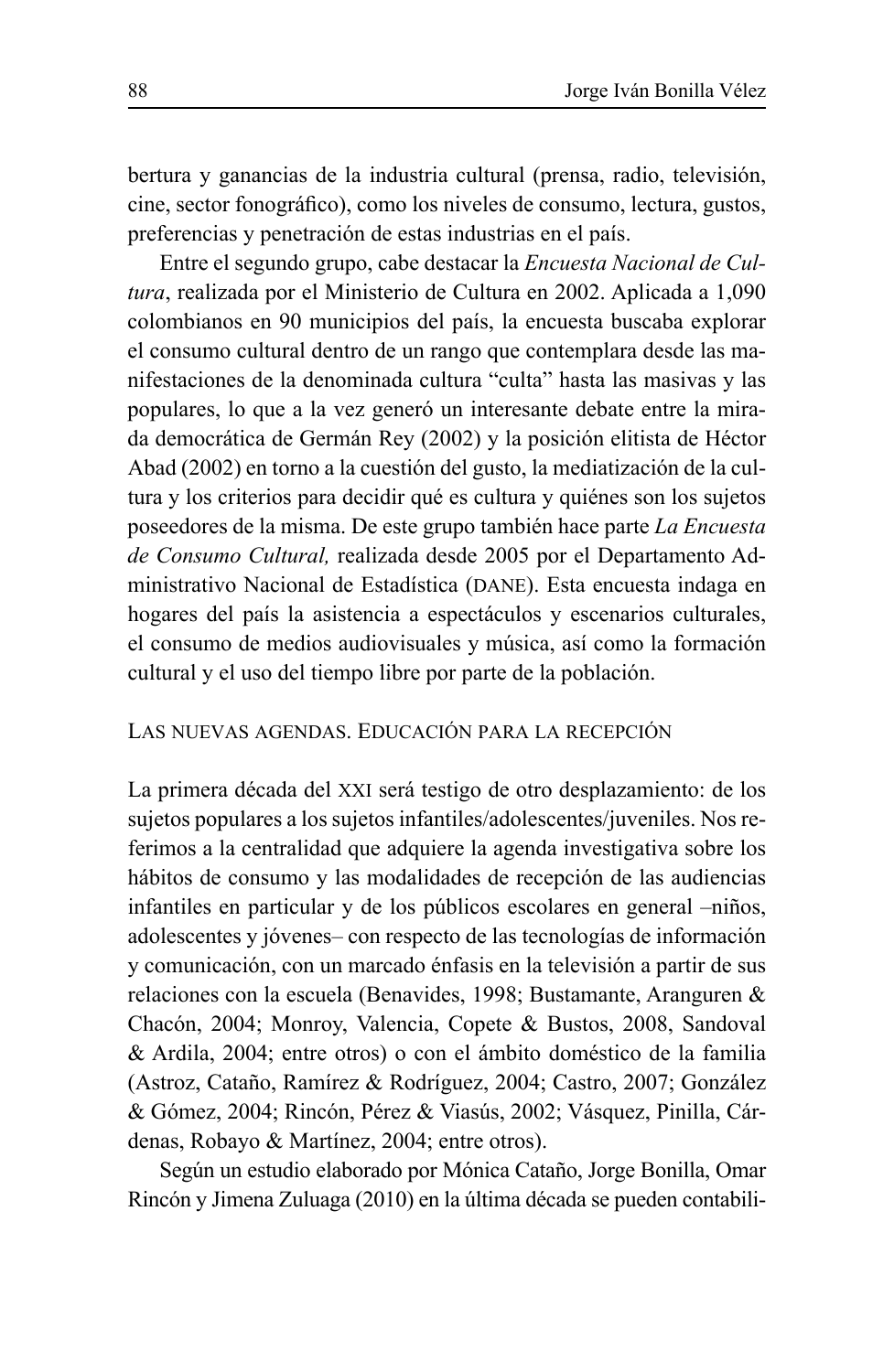bertura y ganancias de la industria cultural (prensa, radio, televisión, cine, sector fonográfico), como los niveles de consumo, lectura, gustos, preferencias y penetración de estas industrias en el país.

Entre el segundo grupo, cabe destacar la *Encuesta Nacional de Cultura*, realizada por el Ministerio de Cultura en 2002. Aplicada a 1,090 colombianos en 90 municipios del país, la encuesta buscaba explorar el consumo cultural dentro de un rango que contemplara desde las manifestaciones de la denominada cultura "culta" hasta las masivas y las populares, lo que a la vez generó un interesante debate entre la mirada democrática de Germán Rey (2002) y la posición elitista de Héctor Abad (2002) en torno a la cuestión del gusto, la mediatización de la cultura y los criterios para decidir qué es cultura y quiénes son los sujetos poseedores de la misma. De este grupo también hace parte *La Encuesta de Consumo Cultural,* realizada desde 2005 por el Departamento Administrativo Nacional de Estadística (DANE). Esta encuesta indaga en hogares del país la asistencia a espectáculos y escenarios culturales, el consumo de medios audiovisuales y música, así como la formación cultural y el uso del tiempo libre por parte de la población.

## Las nuevas agendas. Educación para la recepción

La primera década del XXI será testigo de otro desplazamiento: de los sujetos populares a los sujetos infantiles/adolescentes/juveniles. Nos referimos a la centralidad que adquiere la agenda investigativa sobre los hábitos de consumo y las modalidades de recepción de las audiencias infantiles en particular y de los públicos escolares en general –niños, adolescentes y jóvenes– con respecto de las tecnologías de información y comunicación, con un marcado énfasis en la televisión a partir de sus relaciones con la escuela (Benavides, 1998; Bustamante, Aranguren & Chacón, 2004; Monroy, Valencia, Copete & Bustos, 2008, Sandoval & Ardila, 2004; entre otros) o con el ámbito doméstico de la familia (Astroz, Cataño, Ramírez & Rodríguez, 2004; Castro, 2007; González & Gómez, 2004; Rincón, Pérez & Viasús, 2002; Vásquez, Pinilla, Cárdenas, Robayo & Martínez, 2004; entre otros).

Según un estudio elaborado por Mónica Cataño, Jorge Bonilla, Omar Rincón y Jimena Zuluaga (2010) en la última década se pueden contabili-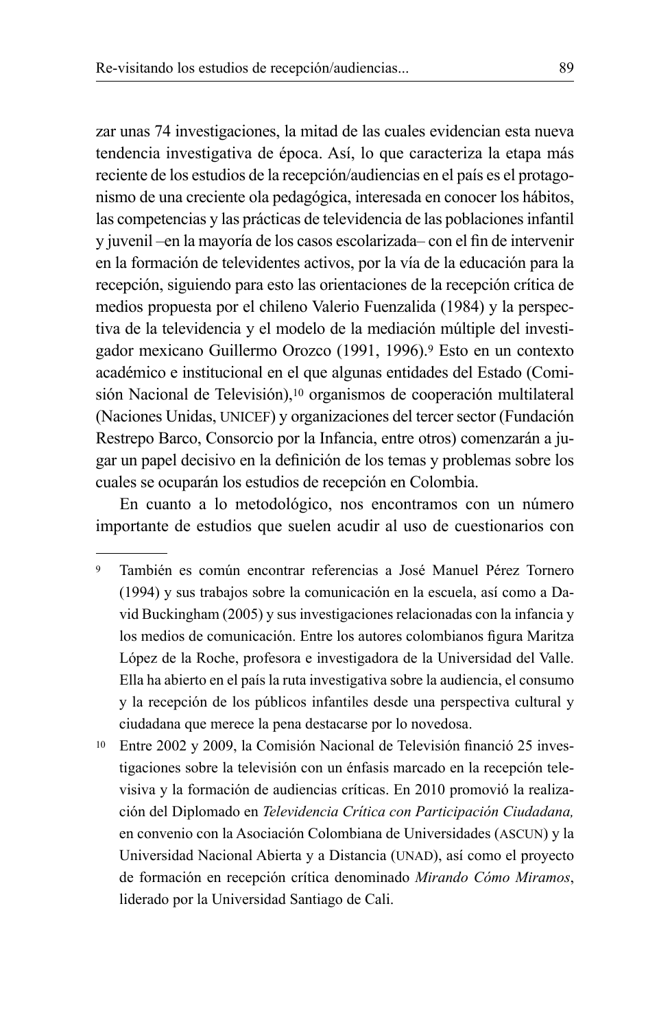zar unas 74 investigaciones, la mitad de las cuales evidencian esta nueva tendencia investigativa de época. Así, lo que caracteriza la etapa más reciente de los estudios de la recepción/audiencias en el país es el protagonismo de una creciente ola pedagógica, interesada en conocer los hábitos, las competencias y las prácticas de televidencia de las poblaciones infantil y juvenil –en la mayoría de los casos escolarizada– con el fin de intervenir en la formación de televidentes activos, por la vía de la educación para la recepción, siguiendo para esto las orientaciones de la recepción crítica de medios propuesta por el chileno Valerio Fuenzalida (1984) y la perspectiva de la televidencia y el modelo de la mediación múltiple del investigador mexicano Guillermo Orozco (1991, 1996).[9] Esto en un contexto académico e institucional en el que algunas entidades del Estado (Comisión Nacional de Televisión),[10] organismos de cooperación multilateral (Naciones Unidas, UNICEF) y organizaciones del tercer sector (Fundación Restrepo Barco, Consorcio por la Infancia, entre otros) comenzarán a jugar un papel decisivo en la definición de los temas y problemas sobre los cuales se ocuparán los estudios de recepción en Colombia.

En cuanto a lo metodológico, nos encontramos con un número importante de estudios que suelen acudir al uso de cuestionarios con

---

[9] También es común encontrar referencias a José Manuel Pérez Tornero (1994) y sus trabajos sobre la comunicación en la escuela, así como a David Buckingham (2005) y sus investigaciones relacionadas con la infancia y los medios de comunicación. Entre los autores colombianos figura Maritza López de la Roche, profesora e investigadora de la Universidad del Valle. Ella ha abierto en el país la ruta investigativa sobre la audiencia, el consumo y la recepción de los públicos infantiles desde una perspectiva cultural y ciudadana que merece la pena destacarse por lo novedosa.

[10] Entre 2002 y 2009, la Comisión Nacional de Televisión financió 25 investigaciones sobre la televisión con un énfasis marcado en la recepción televisiva y la formación de audiencias críticas. En 2010 promovió la realización del Diplomado en *Televidencia Crítica con Participación Ciudadana,* en convenio con la Asociación Colombiana de Universidades (ASCUN) y la Universidad Nacional Abierta y a Distancia (UNAD), así como el proyecto de formación en recepción crítica denominado *Mirando Cómo Miramos*, liderado por la Universidad Santiago de Cali.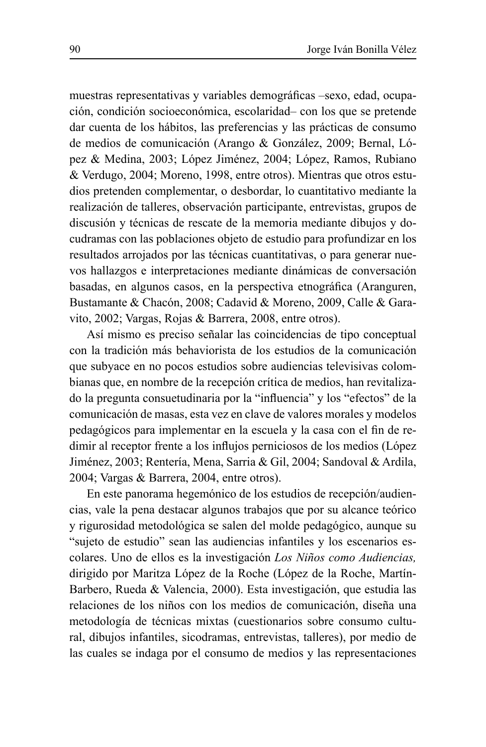muestras representativas y variables demográficas –sexo, edad, ocupación, condición socioeconómica, escolaridad– con los que se pretende dar cuenta de los hábitos, las preferencias y las prácticas de consumo de medios de comunicación (Arango & González, 2009; Bernal, López & Medina, 2003; López Jiménez, 2004; López, Ramos, Rubiano & Verdugo, 2004; Moreno, 1998, entre otros). Mientras que otros estudios pretenden complementar, o desbordar, lo cuantitativo mediante la realización de talleres, observación participante, entrevistas, grupos de discusión y técnicas de rescate de la memoria mediante dibujos y docudramas con las poblaciones objeto de estudio para profundizar en los resultados arrojados por las técnicas cuantitativas, o para generar nuevos hallazgos e interpretaciones mediante dinámicas de conversación basadas, en algunos casos, en la perspectiva etnográfica (Aranguren, Bustamante & Chacón, 2008; Cadavid & Moreno, 2009, Calle & Garavito, 2002; Vargas, Rojas & Barrera, 2008, entre otros).

Así mismo es preciso señalar las coincidencias de tipo conceptual con la tradición más behaviorista de los estudios de la comunicación que subyace en no pocos estudios sobre audiencias televisivas colombianas que, en nombre de la recepción crítica de medios, han revitalizado la pregunta consuetudinaria por la "influencia" y los "efectos" de la comunicación de masas, esta vez en clave de valores morales y modelos pedagógicos para implementar en la escuela y la casa con el fin de redimir al receptor frente a los influjos perniciosos de los medios (López Jiménez, 2003; Rentería, Mena, Sarria & Gil, 2004; Sandoval & Ardila, 2004; Vargas & Barrera, 2004, entre otros).

En este panorama hegemónico de los estudios de recepción/audiencias, vale la pena destacar algunos trabajos que por su alcance teórico y rigurosidad metodológica se salen del molde pedagógico, aunque su "sujeto de estudio" sean las audiencias infantiles y los escenarios escolares. Uno de ellos es la investigación *Los Niños como Audiencias,* dirigido por Maritza López de la Roche (López de la Roche, Martín-Barbero, Rueda & Valencia, 2000). Esta investigación, que estudia las relaciones de los niños con los medios de comunicación, diseña una metodología de técnicas mixtas (cuestionarios sobre consumo cultural, dibujos infantiles, sicodramas, entrevistas, talleres), por medio de las cuales se indaga por el consumo de medios y las representaciones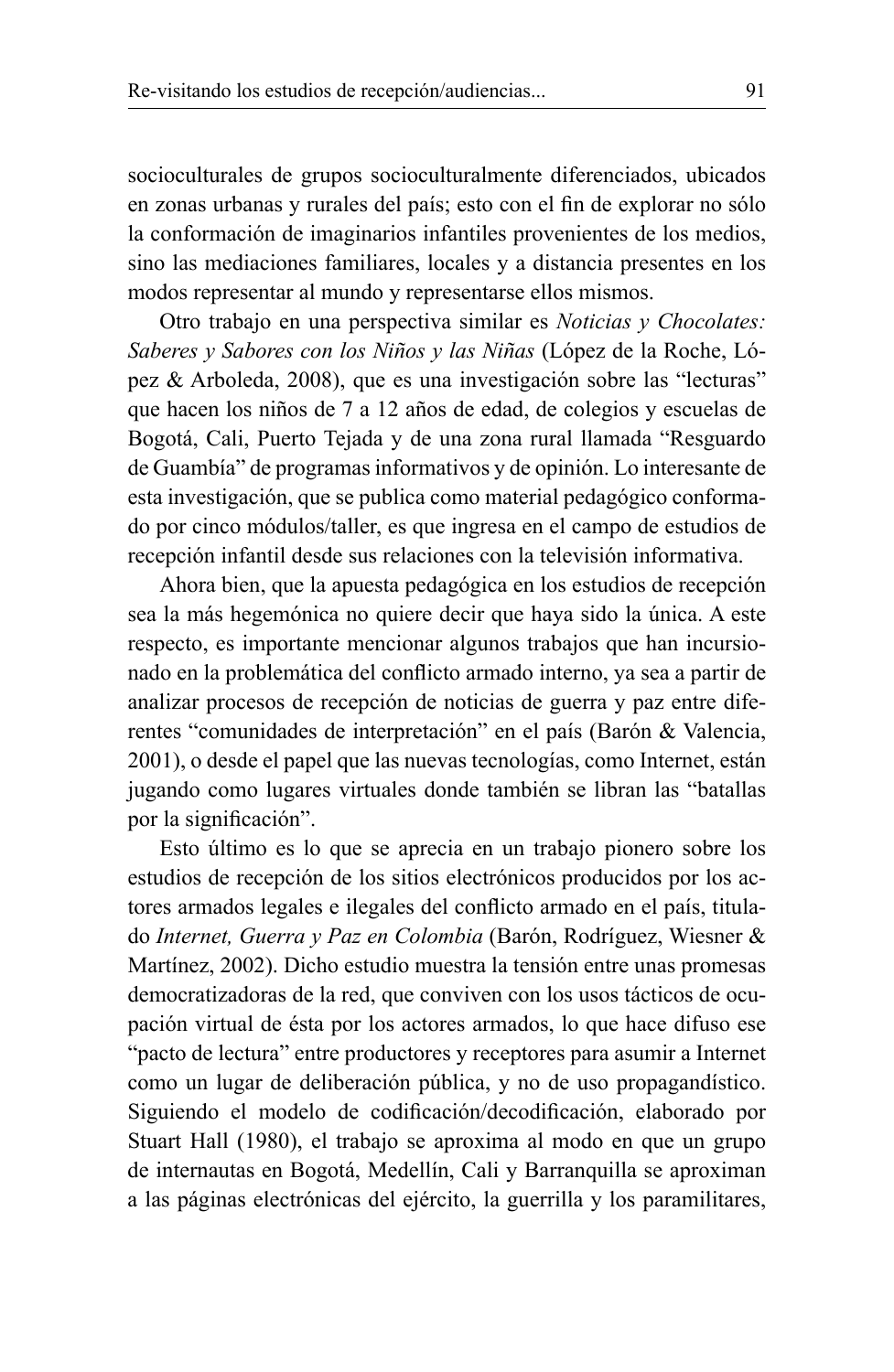socioculturales de grupos socioculturalmente diferenciados, ubicados en zonas urbanas y rurales del país; esto con el fin de explorar no sólo la conformación de imaginarios infantiles provenientes de los medios, sino las mediaciones familiares, locales y a distancia presentes en los modos representar al mundo y representarse ellos mismos.

Otro trabajo en una perspectiva similar es *Noticias y Chocolates: Saberes y Sabores con los Niños y las Niñas* (López de la Roche, López & Arboleda, 2008), que es una investigación sobre las "lecturas" que hacen los niños de 7 a 12 años de edad, de colegios y escuelas de Bogotá, Cali, Puerto Tejada y de una zona rural llamada "Resguardo de Guambía" de programas informativos y de opinión. Lo interesante de esta investigación, que se publica como material pedagógico conformado por cinco módulos/taller, es que ingresa en el campo de estudios de recepción infantil desde sus relaciones con la televisión informativa.

Ahora bien, que la apuesta pedagógica en los estudios de recepción sea la más hegemónica no quiere decir que haya sido la única. A este respecto, es importante mencionar algunos trabajos que han incursionado en la problemática del conflicto armado interno, ya sea a partir de analizar procesos de recepción de noticias de guerra y paz entre diferentes "comunidades de interpretación" en el país (Barón & Valencia, 2001), o desde el papel que las nuevas tecnologías, como Internet, están jugando como lugares virtuales donde también se libran las "batallas por la significación".

Esto último es lo que se aprecia en un trabajo pionero sobre los estudios de recepción de los sitios electrónicos producidos por los actores armados legales e ilegales del conflicto armado en el país, titulado *Internet, Guerra y Paz en Colombia* (Barón, Rodríguez, Wiesner & Martínez, 2002). Dicho estudio muestra la tensión entre unas promesas democratizadoras de la red, que conviven con los usos tácticos de ocupación virtual de ésta por los actores armados, lo que hace difuso ese "pacto de lectura" entre productores y receptores para asumir a Internet como un lugar de deliberación pública, y no de uso propagandístico. Siguiendo el modelo de codificación/decodificación, elaborado por Stuart Hall (1980), el trabajo se aproxima al modo en que un grupo de internautas en Bogotá, Medellín, Cali y Barranquilla se aproximan a las páginas electrónicas del ejército, la guerrilla y los paramilitares,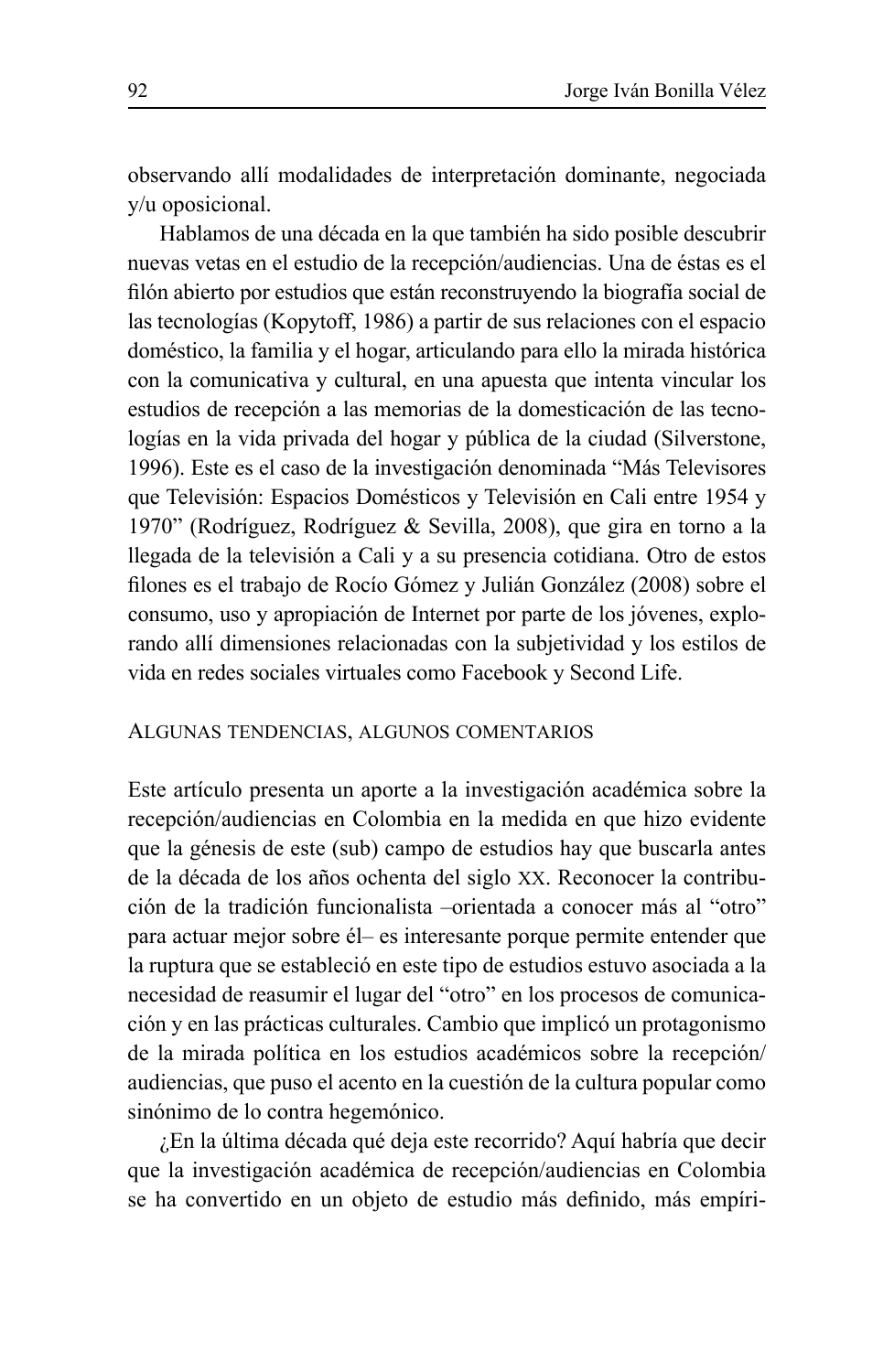observando allí modalidades de interpretación dominante, negociada y/u oposicional.

Hablamos de una década en la que también ha sido posible descubrir nuevas vetas en el estudio de la recepción/audiencias. Una de éstas es el filón abierto por estudios que están reconstruyendo la biografía social de las tecnologías (Kopytoff, 1986) a partir de sus relaciones con el espacio doméstico, la familia y el hogar, articulando para ello la mirada histórica con la comunicativa y cultural, en una apuesta que intenta vincular los estudios de recepción a las memorias de la domesticación de las tecnologías en la vida privada del hogar y pública de la ciudad (Silverstone, 1996). Este es el caso de la investigación denominada "Más Televisores que Televisión: Espacios Domésticos y Televisión en Cali entre 1954 y 1970" (Rodríguez, Rodríguez & Sevilla, 2008), que gira en torno a la llegada de la televisión a Cali y a su presencia cotidiana. Otro de estos filones es el trabajo de Rocío Gómez y Julián González (2008) sobre el consumo, uso y apropiación de Internet por parte de los jóvenes, explorando allí dimensiones relacionadas con la subjetividad y los estilos de vida en redes sociales virtuales como Facebook y Second Life.

## Algunas tendencias, algunos comentarios

Este artículo presenta un aporte a la investigación académica sobre la recepción/audiencias en Colombia en la medida en que hizo evidente que la génesis de este (sub) campo de estudios hay que buscarla antes de la década de los años ochenta del siglo XX. Reconocer la contribución de la tradición funcionalista –orientada a conocer más al "otro" para actuar mejor sobre él– es interesante porque permite entender que la ruptura que se estableció en este tipo de estudios estuvo asociada a la necesidad de reasumir el lugar del "otro" en los procesos de comunicación y en las prácticas culturales. Cambio que implicó un protagonismo de la mirada política en los estudios académicos sobre la recepción/audiencias, que puso el acento en la cuestión de la cultura popular como sinónimo de lo contra hegemónico.

¿En la última década qué deja este recorrido? Aquí habría que decir que la investigación académica de recepción/audiencias en Colombia se ha convertido en un objeto de estudio más definido, más empíri-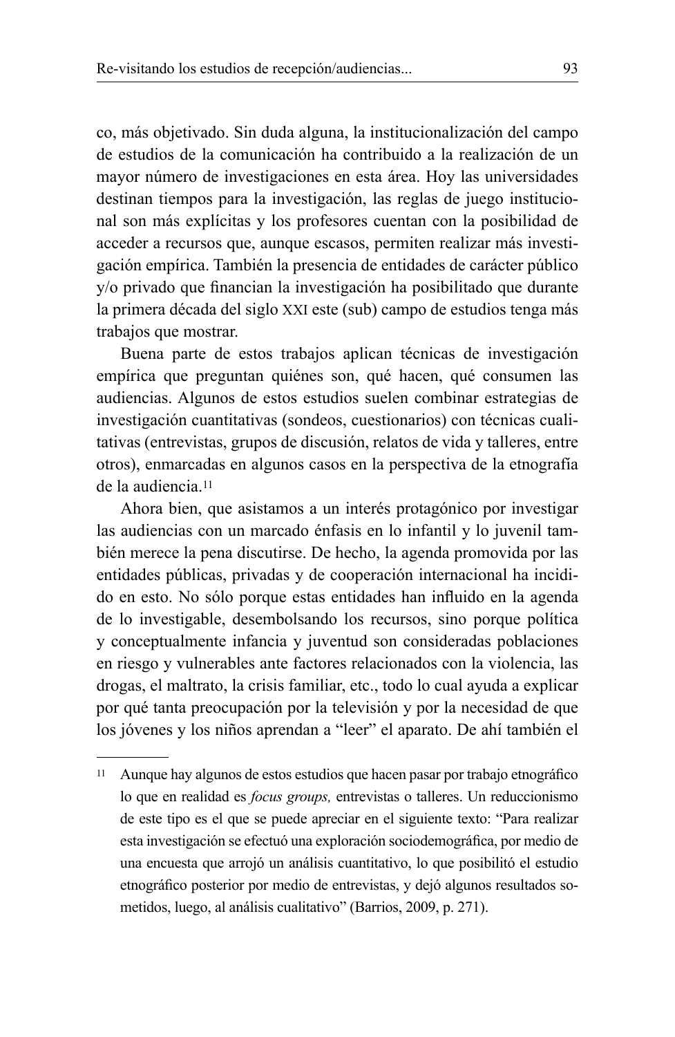co, más objetivado. Sin duda alguna, la institucionalización del campo de estudios de la comunicación ha contribuido a la realización de un mayor número de investigaciones en esta área. Hoy las universidades destinan tiempos para la investigación, las reglas de juego institucional son más explícitas y los profesores cuentan con la posibilidad de acceder a recursos que, aunque escasos, permiten realizar más investigación empírica. También la presencia de entidades de carácter público y/o privado que financian la investigación ha posibilitado que durante la primera década del siglo XXI este (sub) campo de estudios tenga más trabajos que mostrar.

Buena parte de estos trabajos aplican técnicas de investigación empírica que preguntan quiénes son, qué hacen, qué consumen las audiencias. Algunos de estos estudios suelen combinar estrategias de investigación cuantitativas (sondeos, cuestionarios) con técnicas cualitativas (entrevistas, grupos de discusión, relatos de vida y talleres, entre otros), enmarcadas en algunos casos en la perspectiva de la etnografía de la audiencia.[11]

Ahora bien, que asistamos a un interés protagónico por investigar las audiencias con un marcado énfasis en lo infantil y lo juvenil también merece la pena discutirse. De hecho, la agenda promovida por las entidades públicas, privadas y de cooperación internacional ha incidido en esto. No sólo porque estas entidades han influido en la agenda de lo investigable, desembolsando los recursos, sino porque política y conceptualmente infancia y juventud son consideradas poblaciones en riesgo y vulnerables ante factores relacionados con la violencia, las drogas, el maltrato, la crisis familiar, etc., todo lo cual ayuda a explicar por qué tanta preocupación por la televisión y por la necesidad de que los jóvenes y los niños aprendan a "leer" el aparato. De ahí también el

---

[11] Aunque hay algunos de estos estudios que hacen pasar por trabajo etnográfico lo que en realidad es *focus groups,* entrevistas o talleres. Un reduccionismo de este tipo es el que se puede apreciar en el siguiente texto: "Para realizar esta investigación se efectuó una exploración sociodemográfica, por medio de una encuesta que arrojó un análisis cuantitativo, lo que posibilitó el estudio etnográfico posterior por medio de entrevistas, y dejó algunos resultados sometidos, luego, al análisis cualitativo" (Barrios, 2009, p. 271).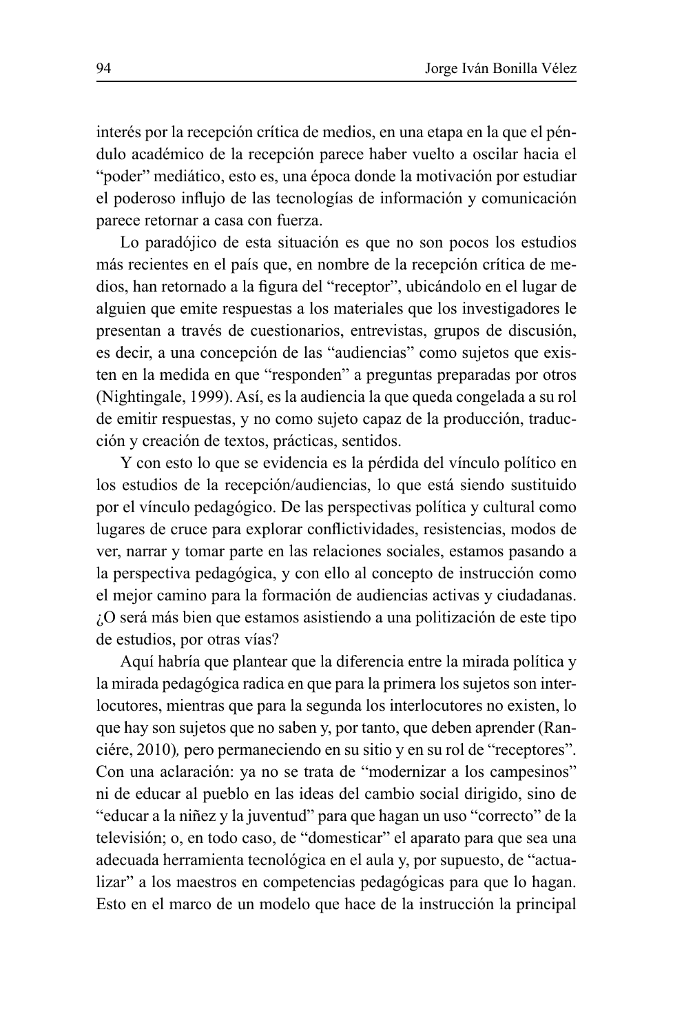interés por la recepción crítica de medios, en una etapa en la que el péndulo académico de la recepción parece haber vuelto a oscilar hacia el "poder" mediático, esto es, una época donde la motivación por estudiar el poderoso influjo de las tecnologías de información y comunicación parece retornar a casa con fuerza.

Lo paradójico de esta situación es que no son pocos los estudios más recientes en el país que, en nombre de la recepción crítica de medios, han retornado a la figura del "receptor", ubicándolo en el lugar de alguien que emite respuestas a los materiales que los investigadores le presentan a través de cuestionarios, entrevistas, grupos de discusión, es decir, a una concepción de las "audiencias" como sujetos que existen en la medida en que "responden" a preguntas preparadas por otros (Nightingale, 1999). Así, es la audiencia la que queda congelada a su rol de emitir respuestas, y no como sujeto capaz de la producción, traducción y creación de textos, prácticas, sentidos.

Y con esto lo que se evidencia es la pérdida del vínculo político en los estudios de la recepción/audiencias, lo que está siendo sustituido por el vínculo pedagógico. De las perspectivas política y cultural como lugares de cruce para explorar conflictividades, resistencias, modos de ver, narrar y tomar parte en las relaciones sociales, estamos pasando a la perspectiva pedagógica, y con ello al concepto de instrucción como el mejor camino para la formación de audiencias activas y ciudadanas. ¿O será más bien que estamos asistiendo a una politización de este tipo de estudios, por otras vías?

Aquí habría que plantear que la diferencia entre la mirada política y la mirada pedagógica radica en que para la primera los sujetos son interlocutores, mientras que para la segunda los interlocutores no existen, lo que hay son sujetos que no saben y, por tanto, que deben aprender (Ranciére, 2010), pero permaneciendo en su sitio y en su rol de "receptores". Con una aclaración: ya no se trata de "modernizar a los campesinos" ni de educar al pueblo en las ideas del cambio social dirigido, sino de "educar a la niñez y la juventud" para que hagan un uso "correcto" de la televisión; o, en todo caso, de "domesticar" el aparato para que sea una adecuada herramienta tecnológica en el aula y, por supuesto, de "actualizar" a los maestros en competencias pedagógicas para que lo hagan. Esto en el marco de un modelo que hace de la instrucción la principal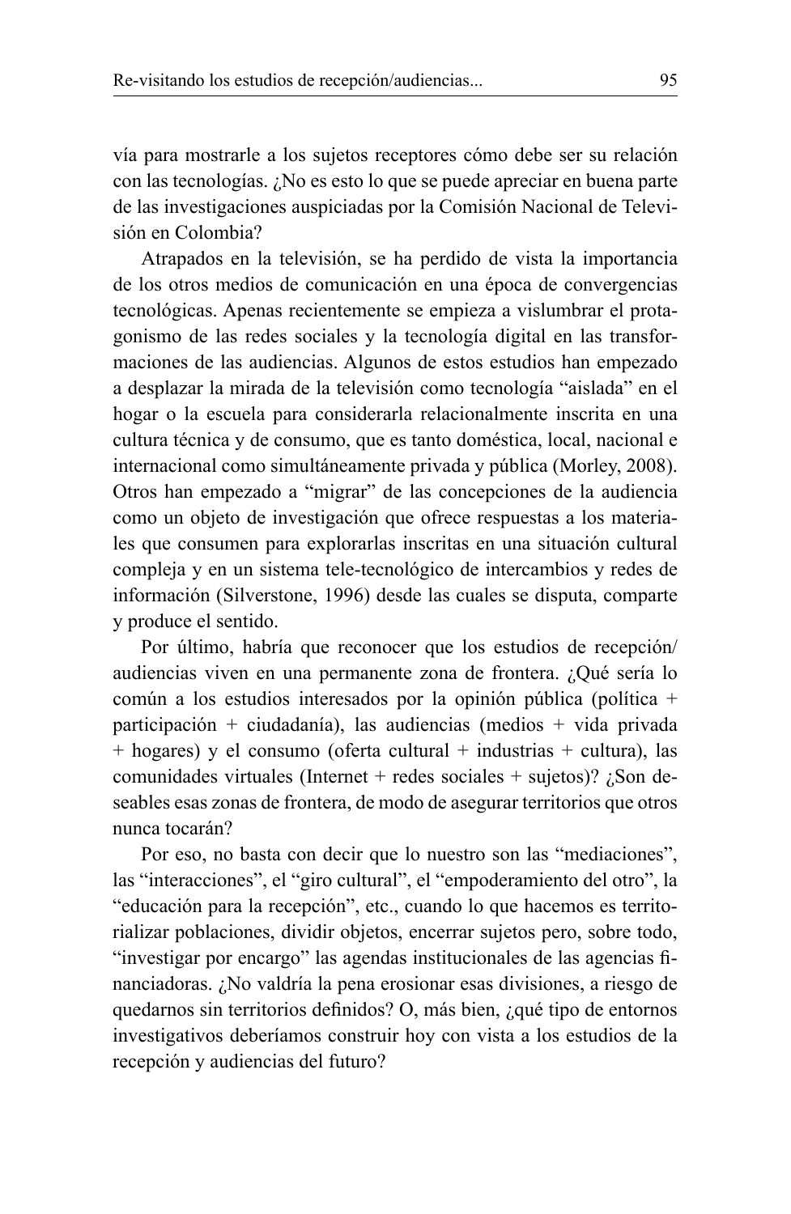vía para mostrarle a los sujetos receptores cómo debe ser su relación con las tecnologías. ¿No es esto lo que se puede apreciar en buena parte de las investigaciones auspiciadas por la Comisión Nacional de Televisión en Colombia?

Atrapados en la televisión, se ha perdido de vista la importancia de los otros medios de comunicación en una época de convergencias tecnológicas. Apenas recientemente se empieza a vislumbrar el protagonismo de las redes sociales y la tecnología digital en las transformaciones de las audiencias. Algunos de estos estudios han empezado a desplazar la mirada de la televisión como tecnología "aislada" en el hogar o la escuela para considerarla relacionalmente inscrita en una cultura técnica y de consumo, que es tanto doméstica, local, nacional e internacional como simultáneamente privada y pública (Morley, 2008). Otros han empezado a "migrar" de las concepciones de la audiencia como un objeto de investigación que ofrece respuestas a los materiales que consumen para explorarlas inscritas en una situación cultural compleja y en un sistema tele-tecnológico de intercambios y redes de información (Silverstone, 1996) desde las cuales se disputa, comparte y produce el sentido.

Por último, habría que reconocer que los estudios de recepción/audiencias viven en una permanente zona de frontera. ¿Qué sería lo común a los estudios interesados por la opinión pública (política + participación + ciudadanía), las audiencias (medios + vida privada + hogares) y el consumo (oferta cultural + industrias + cultura), las comunidades virtuales (Internet + redes sociales + sujetos)? ¿Son deseables esas zonas de frontera, de modo de asegurar territorios que otros nunca tocarán?

Por eso, no basta con decir que lo nuestro son las "mediaciones", las "interacciones", el "giro cultural", el "empoderamiento del otro", la "educación para la recepción", etc., cuando lo que hacemos es territorializar poblaciones, dividir objetos, encerrar sujetos pero, sobre todo, "investigar por encargo" las agendas institucionales de las agencias financiadoras. ¿No valdría la pena erosionar esas divisiones, a riesgo de quedarnos sin territorios definidos? O, más bien, ¿qué tipo de entornos investigativos deberíamos construir hoy con vista a los estudios de la recepción y audiencias del futuro?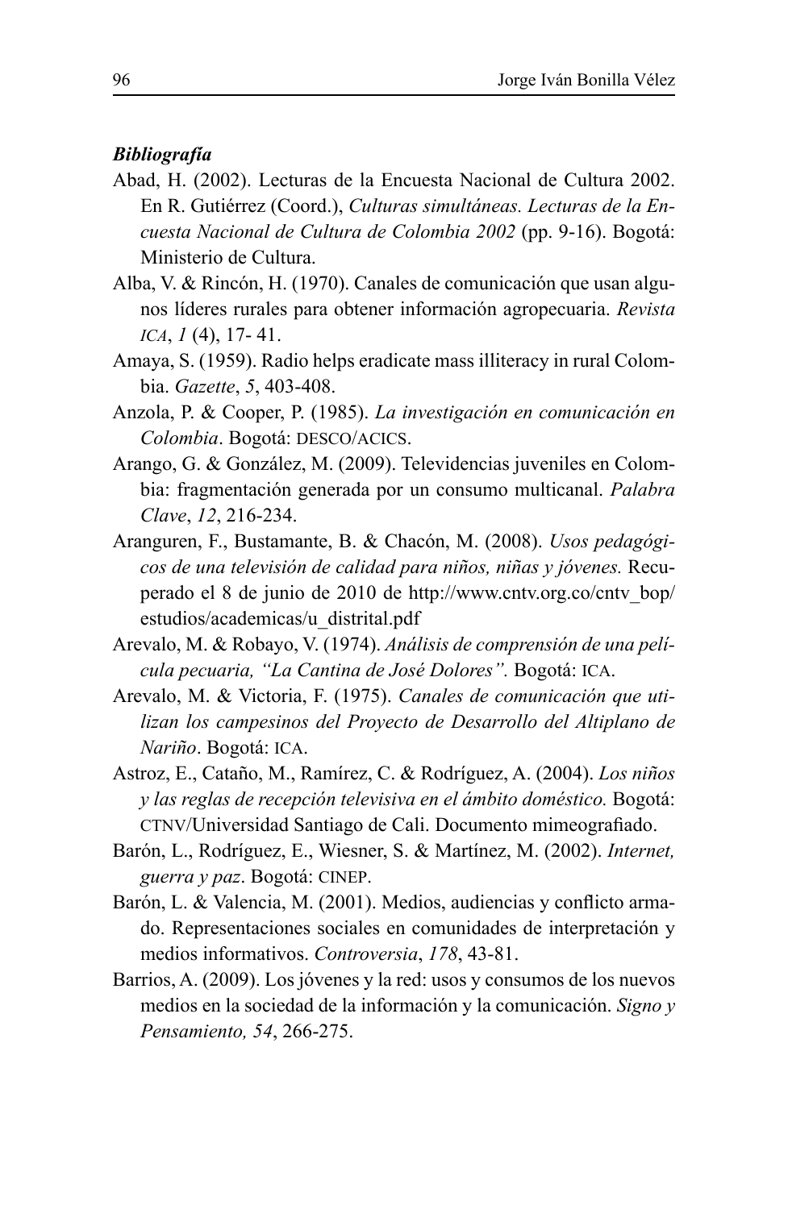***Bibliografía***

Abad, H. (2002). Lecturas de la Encuesta Nacional de Cultura 2002. En R. Gutiérrez (Coord.), *Culturas simultáneas. Lecturas de la Encuesta Nacional de Cultura de Colombia 2002* (pp. 9-16). Bogotá: Ministerio de Cultura.

Alba, V. & Rincón, H. (1970). Canales de comunicación que usan algunos líderes rurales para obtener información agropecuaria. *Revista ICA*, *1* (4), 17- 41.

Amaya, S. (1959). Radio helps eradicate mass illiteracy in rural Colombia. *Gazette*, *5*, 403-408.

Anzola, P. & Cooper, P. (1985). *La investigación en comunicación en Colombia*. Bogotá: DESCO/ACICS.

Arango, G. & González, M. (2009). Televidencias juveniles en Colombia: fragmentación generada por un consumo multicanal. *Palabra Clave*, *12*, 216-234.

Aranguren, F., Bustamante, B. & Chacón, M. (2008). *Usos pedagógicos de una televisión de calidad para niños, niñas y jóvenes.* Recuperado el 8 de junio de 2010 de http://www.cntv.org.co/cntv_bop/estudios/academicas/u_distrital.pdf

Arevalo, M. & Robayo, V. (1974). *Análisis de comprensión de una película pecuaria, "La Cantina de José Dolores".* Bogotá: ICA.

Arevalo, M. & Victoria, F. (1975). *Canales de comunicación que utilizan los campesinos del Proyecto de Desarrollo del Altiplano de Nariño*. Bogotá: ICA.

Astroz, E., Cataño, M., Ramírez, C. & Rodríguez, A. (2004). *Los niños y las reglas de recepción televisiva en el ámbito doméstico.* Bogotá: CTNV/Universidad Santiago de Cali. Documento mimeografiado.

Barón, L., Rodríguez, E., Wiesner, S. & Martínez, M. (2002). *Internet, guerra y paz*. Bogotá: CINEP.

Barón, L. & Valencia, M. (2001). Medios, audiencias y conflicto armado. Representaciones sociales en comunidades de interpretación y medios informativos. *Controversia*, *178*, 43-81.

Barrios, A. (2009). Los jóvenes y la red: usos y consumos de los nuevos medios en la sociedad de la información y la comunicación. *Signo y Pensamiento, 54*, 266-275.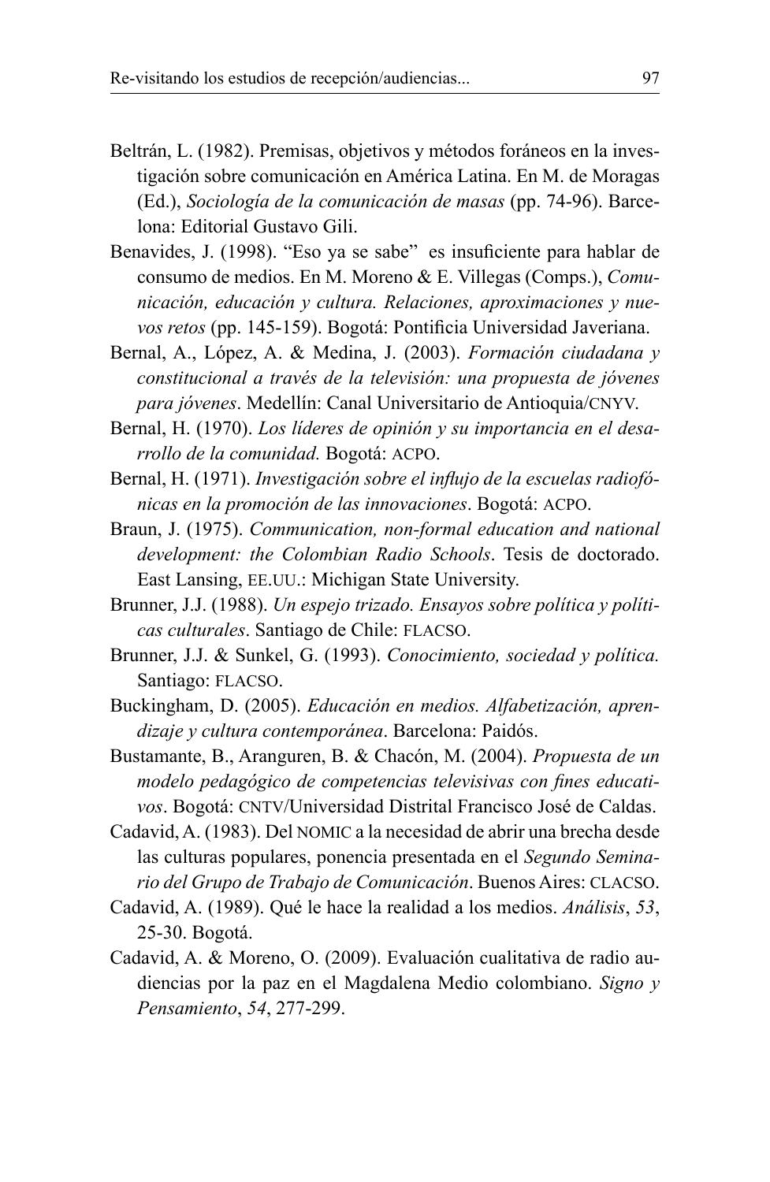Beltrán, L. (1982). Premisas, objetivos y métodos foráneos en la investigación sobre comunicación en América Latina. En M. de Moragas (Ed.), *Sociología de la comunicación de masas* (pp. 74-96). Barcelona: Editorial Gustavo Gili.

Benavides, J. (1998). "Eso ya se sabe" es insuficiente para hablar de consumo de medios. En M. Moreno & E. Villegas (Comps.), *Comunicación, educación y cultura. Relaciones, aproximaciones y nuevos retos* (pp. 145-159). Bogotá: Pontificia Universidad Javeriana.

Bernal, A., López, A. & Medina, J. (2003). *Formación ciudadana y constitucional a través de la televisión: una propuesta de jóvenes para jóvenes*. Medellín: Canal Universitario de Antioquia/CNYV.

Bernal, H. (1970). *Los líderes de opinión y su importancia en el desarrollo de la comunidad.* Bogotá: ACPO.

Bernal, H. (1971). *Investigación sobre el influjo de la escuelas radiofónicas en la promoción de las innovaciones*. Bogotá: ACPO.

Braun, J. (1975). *Communication, non-formal education and national development: the Colombian Radio Schools*. Tesis de doctorado. East Lansing, EE.UU.: Michigan State University.

Brunner, J.J. (1988). *Un espejo trizado. Ensayos sobre política y políticas culturales*. Santiago de Chile: FLACSO.

Brunner, J.J. & Sunkel, G. (1993). *Conocimiento, sociedad y política.* Santiago: FLACSO.

Buckingham, D. (2005). *Educación en medios. Alfabetización, aprendizaje y cultura contemporánea*. Barcelona: Paidós.

Bustamante, B., Aranguren, B. & Chacón, M. (2004). *Propuesta de un modelo pedagógico de competencias televisivas con fines educativos*. Bogotá: CNTV/Universidad Distrital Francisco José de Caldas.

Cadavid, A. (1983). Del NOMIC a la necesidad de abrir una brecha desde las culturas populares, ponencia presentada en el *Segundo Seminario del Grupo de Trabajo de Comunicación*. Buenos Aires: CLACSO.

Cadavid, A. (1989). Qué le hace la realidad a los medios. *Análisis*, *53*, 25-30. Bogotá.

Cadavid, A. & Moreno, O. (2009). Evaluación cualitativa de radio audiencias por la paz en el Magdalena Medio colombiano. *Signo y Pensamiento*, *54*, 277-299.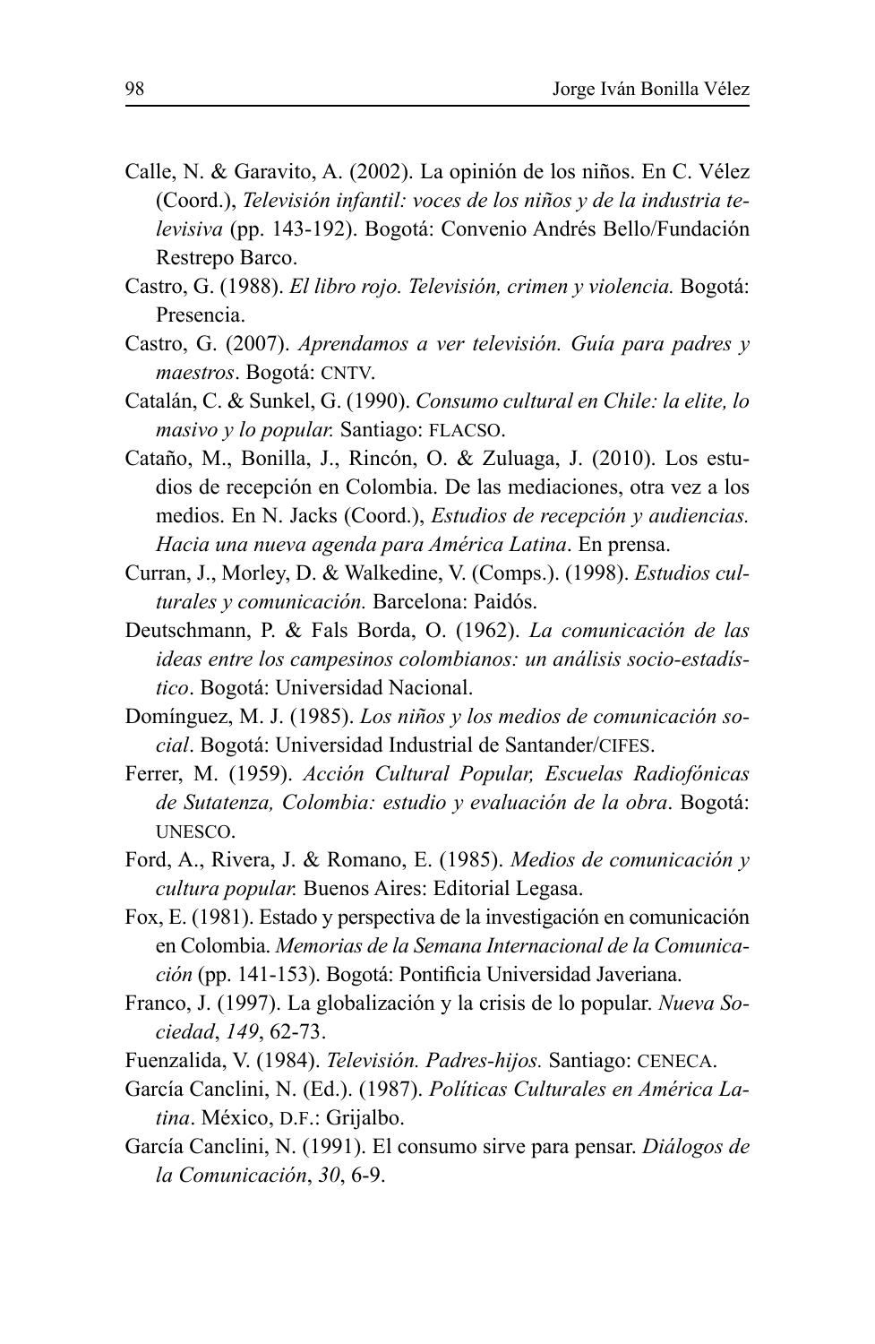Calle, N. & Garavito, A. (2002). La opinión de los niños. En C. Vélez (Coord.), *Televisión infantil: voces de los niños y de la industria televisiva* (pp. 143-192). Bogotá: Convenio Andrés Bello/Fundación Restrepo Barco.

Castro, G. (1988). *El libro rojo. Televisión, crimen y violencia.* Bogotá: Presencia.

Castro, G. (2007). *Aprendamos a ver televisión. Guía para padres y maestros*. Bogotá: CNTV.

Catalán, C. & Sunkel, G. (1990). *Consumo cultural en Chile: la elite, lo masivo y lo popular.* Santiago: FLACSO.

Cataño, M., Bonilla, J., Rincón, O. & Zuluaga, J. (2010). Los estudios de recepción en Colombia. De las mediaciones, otra vez a los medios. En N. Jacks (Coord.), *Estudios de recepción y audiencias. Hacia una nueva agenda para América Latina*. En prensa.

Curran, J., Morley, D. & Walkedine, V. (Comps.). (1998). *Estudios culturales y comunicación.* Barcelona: Paidós.

Deutschmann, P. & Fals Borda, O. (1962). *La comunicación de las ideas entre los campesinos colombianos: un análisis socio-estadístico*. Bogotá: Universidad Nacional.

Domínguez, M. J. (1985). *Los niños y los medios de comunicación social*. Bogotá: Universidad Industrial de Santander/CIFES.

Ferrer, M. (1959). *Acción Cultural Popular, Escuelas Radiofónicas de Sutatenza, Colombia: estudio y evaluación de la obra*. Bogotá: UNESCO.

Ford, A., Rivera, J. & Romano, E. (1985). *Medios de comunicación y cultura popular.* Buenos Aires: Editorial Legasa.

Fox, E. (1981). Estado y perspectiva de la investigación en comunicación en Colombia. *Memorias de la Semana Internacional de la Comunicación* (pp. 141-153). Bogotá: Pontificia Universidad Javeriana.

Franco, J. (1997). La globalización y la crisis de lo popular. *Nueva Sociedad*, *149*, 62-73.

Fuenzalida, V. (1984). *Televisión. Padres-hijos.* Santiago: CENECA.

García Canclini, N. (Ed.). (1987). *Políticas Culturales en América Latina*. México, D.F.: Grijalbo.

García Canclini, N. (1991). El consumo sirve para pensar. *Diálogos de la Comunicación*, *30*, 6-9.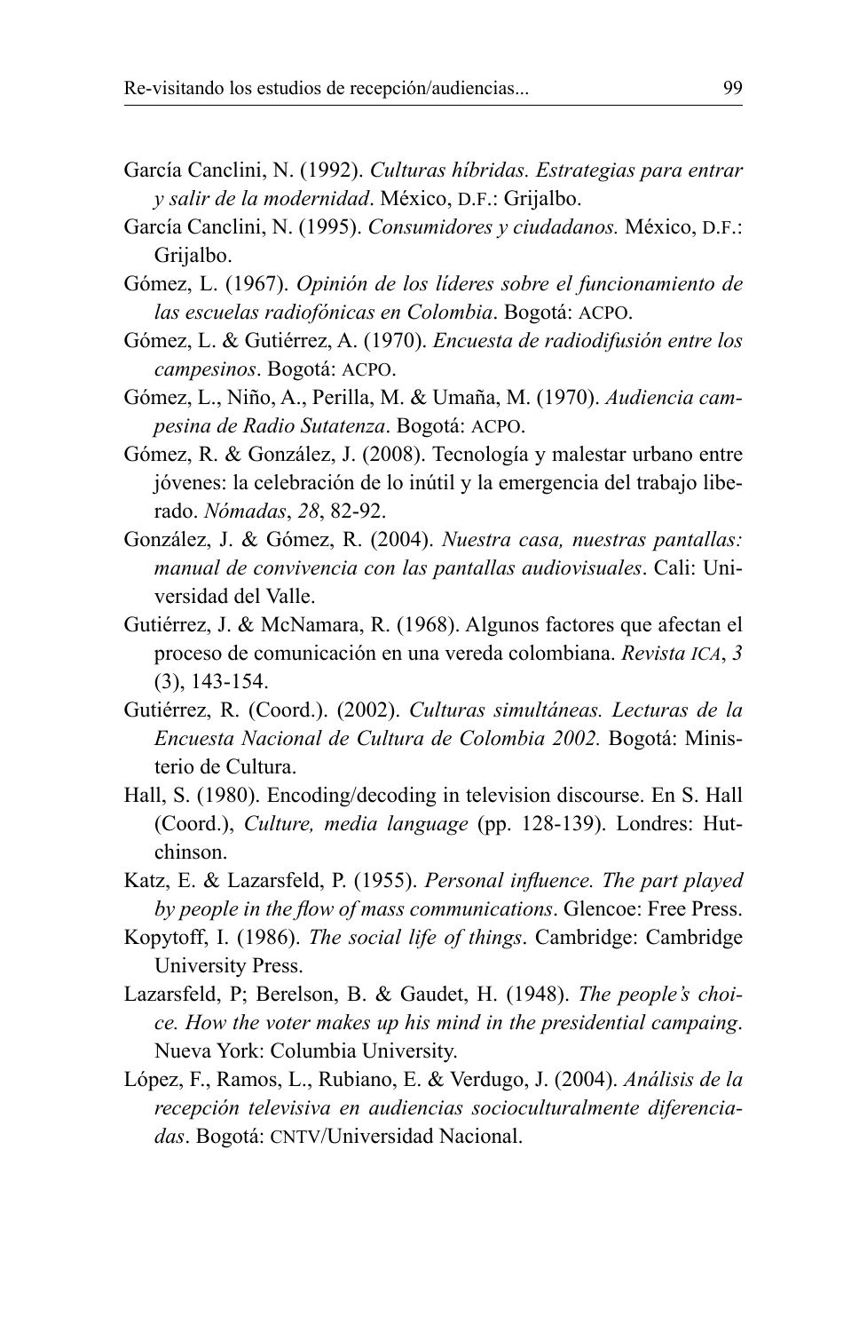García Canclini, N. (1992). *Culturas híbridas. Estrategias para entrar y salir de la modernidad*. México, D.F.: Grijalbo.

García Canclini, N. (1995). *Consumidores y ciudadanos.* México, D.F.: Grijalbo.

Gómez, L. (1967). *Opinión de los líderes sobre el funcionamiento de las escuelas radiofónicas en Colombia*. Bogotá: ACPO.

Gómez, L. & Gutiérrez, A. (1970). *Encuesta de radiodifusión entre los campesinos*. Bogotá: ACPO.

Gómez, L., Niño, A., Perilla, M. & Umaña, M. (1970). *Audiencia campesina de Radio Sutatenza*. Bogotá: ACPO.

Gómez, R. & González, J. (2008). Tecnología y malestar urbano entre jóvenes: la celebración de lo inútil y la emergencia del trabajo liberado. *Nómadas*, *28*, 82-92.

González, J. & Gómez, R. (2004). *Nuestra casa, nuestras pantallas: manual de convivencia con las pantallas audiovisuales*. Cali: Universidad del Valle.

Gutiérrez, J. & McNamara, R. (1968). Algunos factores que afectan el proceso de comunicación en una vereda colombiana. *Revista ICA*, *3* (3), 143-154.

Gutiérrez, R. (Coord.). (2002). *Culturas simultáneas. Lecturas de la Encuesta Nacional de Cultura de Colombia 2002.* Bogotá: Ministerio de Cultura.

Hall, S. (1980). Encoding/decoding in television discourse. En S. Hall (Coord.), *Culture, media language* (pp. 128-139). Londres: Hutchinson.

Katz, E. & Lazarsfeld, P. (1955). *Personal influence. The part played by people in the flow of mass communications*. Glencoe: Free Press.

Kopytoff, I. (1986). *The social life of things*. Cambridge: Cambridge University Press.

Lazarsfeld, P; Berelson, B. & Gaudet, H. (1948). *The people's choice. How the voter makes up his mind in the presidential campaing*. Nueva York: Columbia University.

López, F., Ramos, L., Rubiano, E. & Verdugo, J. (2004). *Análisis de la recepción televisiva en audiencias socioculturalmente diferenciadas*. Bogotá: CNTV/Universidad Nacional.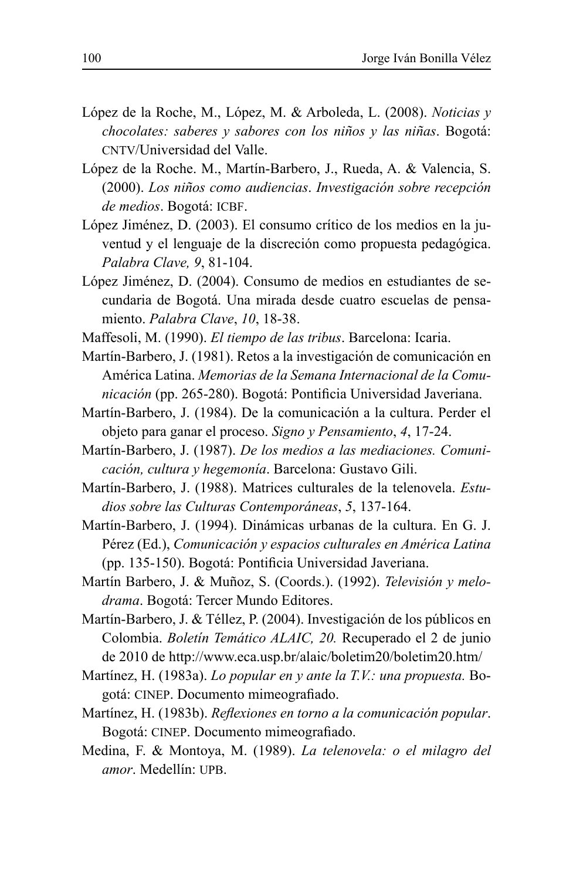López de la Roche, M., López, M. & Arboleda, L. (2008). *Noticias y chocolates: saberes y sabores con los niños y las niñas*. Bogotá: CNTV/Universidad del Valle.

López de la Roche. M., Martín-Barbero, J., Rueda, A. & Valencia, S. (2000). *Los niños como audiencias*. *Investigación sobre recepción de medios*. Bogotá: ICBF.

López Jiménez, D. (2003). El consumo crítico de los medios en la juventud y el lenguaje de la discreción como propuesta pedagógica. *Palabra Clave, 9*, 81-104.

López Jiménez, D. (2004). Consumo de medios en estudiantes de secundaria de Bogotá. Una mirada desde cuatro escuelas de pensamiento. *Palabra Clave*, *10*, 18-38.

Maffesoli, M. (1990). *El tiempo de las tribus*. Barcelona: Icaria.

Martín-Barbero, J. (1981). Retos a la investigación de comunicación en América Latina. *Memorias de la Semana Internacional de la Comunicación* (pp. 265-280). Bogotá: Pontificia Universidad Javeriana.

Martín-Barbero, J. (1984). De la comunicación a la cultura. Perder el objeto para ganar el proceso. *Signo y Pensamiento*, *4*, 17-24.

Martín-Barbero, J. (1987). *De los medios a las mediaciones. Comunicación, cultura y hegemonía*. Barcelona: Gustavo Gili.

Martín-Barbero, J. (1988). Matrices culturales de la telenovela. *Estudios sobre las Culturas Contemporáneas*, *5*, 137-164.

Martín-Barbero, J. (1994). Dinámicas urbanas de la cultura. En G. J. Pérez (Ed.), *Comunicación y espacios culturales en América Latina* (pp. 135-150). Bogotá: Pontificia Universidad Javeriana.

Martín Barbero, J. & Muñoz, S. (Coords.). (1992). *Televisión y melodrama*. Bogotá: Tercer Mundo Editores.

Martín-Barbero, J. & Téllez, P. (2004). Investigación de los públicos en Colombia. *Boletín Temático ALAIC, 20.* Recuperado el 2 de junio de 2010 de http://www.eca.usp.br/alaic/boletim20/boletim20.htm/

Martínez, H. (1983a). *Lo popular en y ante la T.V.: una propuesta.* Bogotá: CINEP. Documento mimeografiado.

Martínez, H. (1983b). *Reflexiones en torno a la comunicación popular*. Bogotá: CINEP. Documento mimeografiado.

Medina, F. & Montoya, M. (1989). *La telenovela: o el milagro del amor*. Medellín: UPB.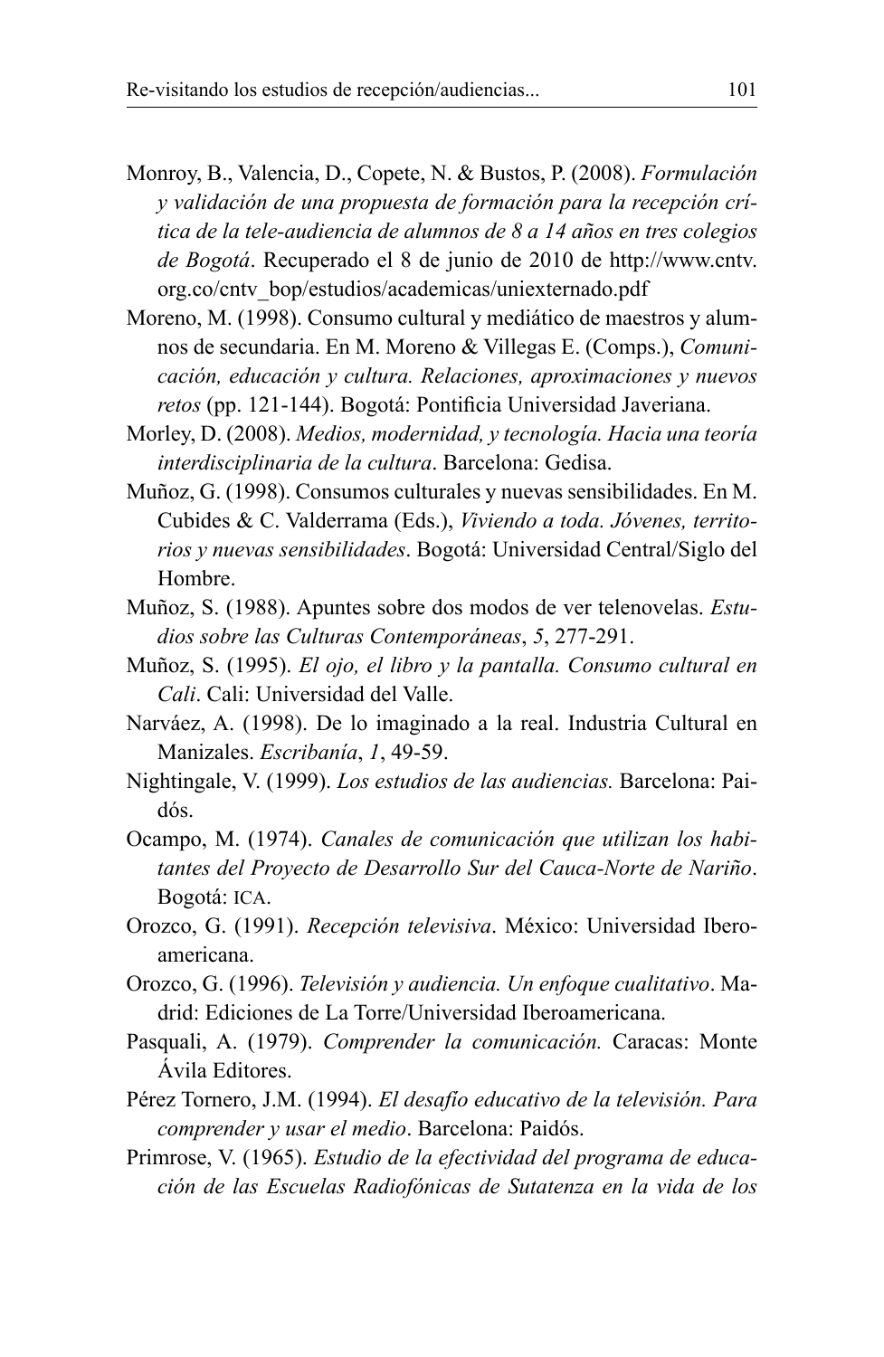Monroy, B., Valencia, D., Copete, N. & Bustos, P. (2008). *Formulación y validación de una propuesta de formación para la recepción crítica de la tele-audiencia de alumnos de 8 a 14 años en tres colegios de Bogotá*. Recuperado el 8 de junio de 2010 de http://www.cntv.org.co/cntv_bop/estudios/academicas/uniexternado.pdf

Moreno, M. (1998). Consumo cultural y mediático de maestros y alumnos de secundaria. En M. Moreno & Villegas E. (Comps.), *Comunicación, educación y cultura. Relaciones, aproximaciones y nuevos retos* (pp. 121-144). Bogotá: Pontificia Universidad Javeriana.

Morley, D. (2008). *Medios, modernidad, y tecnología. Hacia una teoría interdisciplinaria de la cultura*. Barcelona: Gedisa.

Muñoz, G. (1998). Consumos culturales y nuevas sensibilidades. En M. Cubides & C. Valderrama (Eds.), *Viviendo a toda. Jóvenes, territorios y nuevas sensibilidades*. Bogotá: Universidad Central/Siglo del Hombre.

Muñoz, S. (1988). Apuntes sobre dos modos de ver telenovelas. *Estudios sobre las Culturas Contemporáneas*, *5*, 277-291.

Muñoz, S. (1995). *El ojo, el libro y la pantalla. Consumo cultural en Cali*. Cali: Universidad del Valle.

Narváez, A. (1998). De lo imaginado a la real. Industria Cultural en Manizales. *Escribanía*, *1*, 49-59.

Nightingale, V. (1999). *Los estudios de las audiencias.* Barcelona: Paidós.

Ocampo, M. (1974). *Canales de comunicación que utilizan los habitantes del Proyecto de Desarrollo Sur del Cauca-Norte de Nariño*. Bogotá: ICA.

Orozco, G. (1991). *Recepción televisiva*. México: Universidad Iberoamericana.

Orozco, G. (1996). *Televisión y audiencia. Un enfoque cualitativo*. Madrid: Ediciones de La Torre/Universidad Iberoamericana.

Pasquali, A. (1979). *Comprender la comunicación.* Caracas: Monte Ávila Editores.

Pérez Tornero, J.M. (1994). *El desafío educativo de la televisión. Para comprender y usar el medio*. Barcelona: Paidós.

Primrose, V. (1965). *Estudio de la efectividad del programa de educación de las Escuelas Radiofónicas de Sutatenza en la vida de los*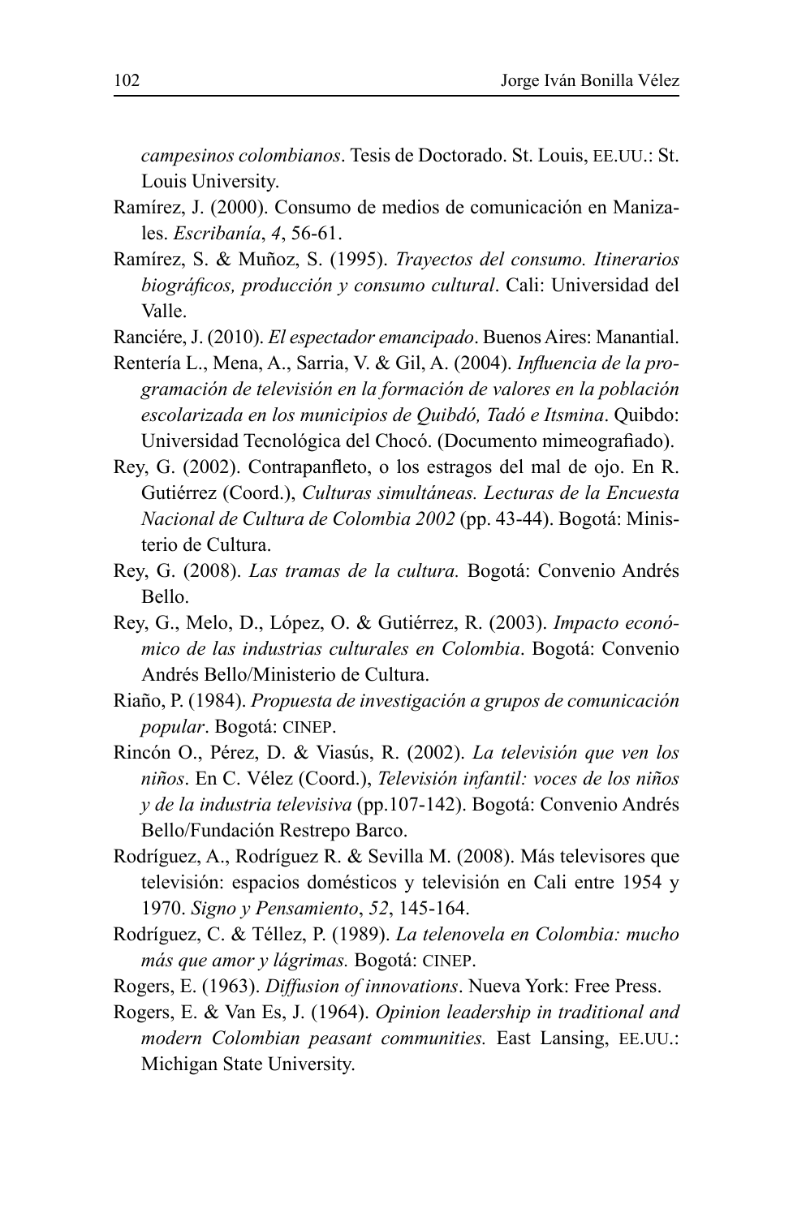*campesinos colombianos*. Tesis de Doctorado. St. Louis, EE.UU.: St. Louis University.

Ramírez, J. (2000). Consumo de medios de comunicación en Manizales. *Escribanía*, *4*, 56-61.

Ramírez, S. & Muñoz, S. (1995). *Trayectos del consumo. Itinerarios biográficos, producción y consumo cultural*. Cali: Universidad del Valle.

Ranciére, J. (2010). *El espectador emancipado*. Buenos Aires: Manantial.

Rentería L., Mena, A., Sarria, V. & Gil, A. (2004). *Influencia de la programación de televisión en la formación de valores en la población escolarizada en los municipios de Quibdó, Tadó e Itsmina*. Quibdo: Universidad Tecnológica del Chocó. (Documento mimeografiado).

Rey, G. (2002). Contrapanfleto, o los estragos del mal de ojo. En R. Gutiérrez (Coord.), *Culturas simultáneas. Lecturas de la Encuesta Nacional de Cultura de Colombia 2002* (pp. 43-44). Bogotá: Ministerio de Cultura.

Rey, G. (2008). *Las tramas de la cultura.* Bogotá: Convenio Andrés Bello.

Rey, G., Melo, D., López, O. & Gutiérrez, R. (2003). *Impacto económico de las industrias culturales en Colombia*. Bogotá: Convenio Andrés Bello/Ministerio de Cultura.

Riaño, P. (1984). *Propuesta de investigación a grupos de comunicación popular*. Bogotá: CINEP.

Rincón O., Pérez, D. & Viasús, R. (2002). *La televisión que ven los niños*. En C. Vélez (Coord.), *Televisión infantil: voces de los niños y de la industria televisiva* (pp.107-142). Bogotá: Convenio Andrés Bello/Fundación Restrepo Barco.

Rodríguez, A., Rodríguez R. & Sevilla M. (2008). Más televisores que televisión: espacios domésticos y televisión en Cali entre 1954 y 1970. *Signo y Pensamiento*, *52*, 145-164.

Rodríguez, C. & Téllez, P. (1989). *La telenovela en Colombia: mucho más que amor y lágrimas.* Bogotá: CINEP.

Rogers, E. (1963). *Diffusion of innovations*. Nueva York: Free Press.

Rogers, E. & Van Es, J. (1964). *Opinion leadership in traditional and modern Colombian peasant communities.* East Lansing, EE.UU.: Michigan State University.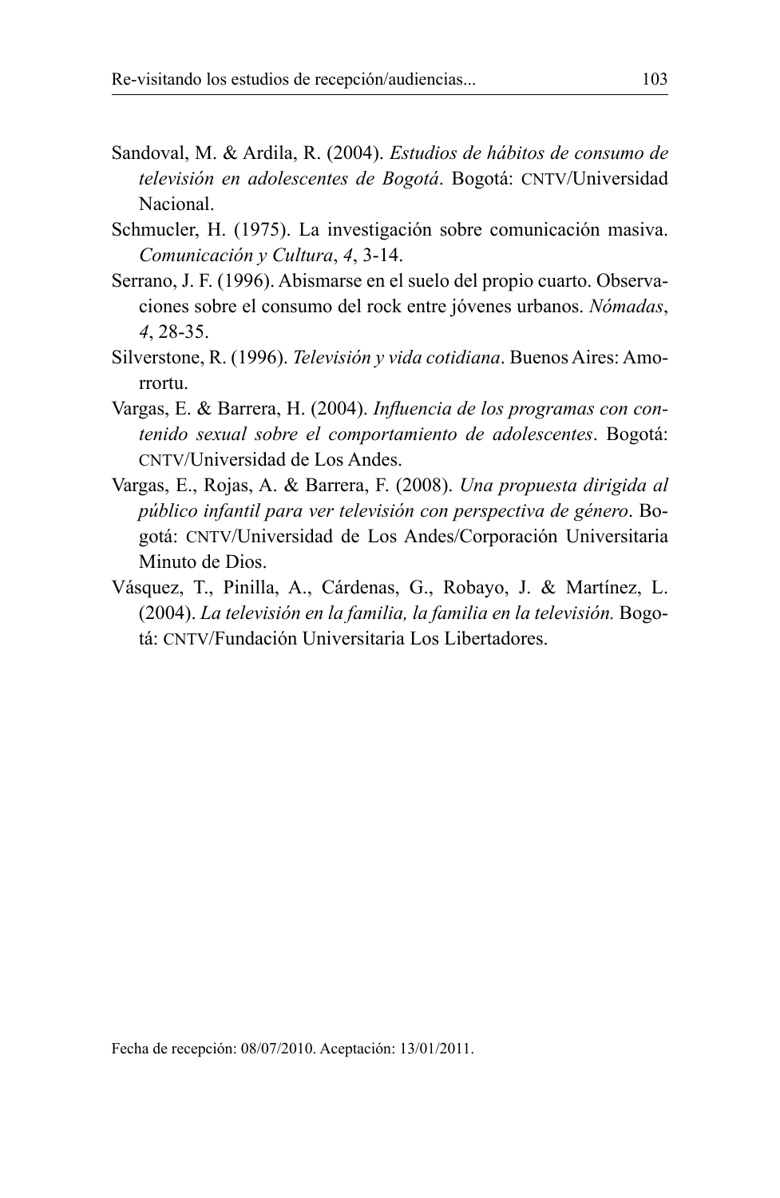Sandoval, M. & Ardila, R. (2004). *Estudios de hábitos de consumo de televisión en adolescentes de Bogotá*. Bogotá: CNTV/Universidad Nacional.

Schmucler, H. (1975). La investigación sobre comunicación masiva. *Comunicación y Cultura*, *4*, 3-14.

Serrano, J. F. (1996). Abismarse en el suelo del propio cuarto. Observaciones sobre el consumo del rock entre jóvenes urbanos. *Nómadas*, *4*, 28-35.

Silverstone, R. (1996). *Televisión y vida cotidiana*. Buenos Aires: Amorrortu.

Vargas, E. & Barrera, H. (2004). *Influencia de los programas con contenido sexual sobre el comportamiento de adolescentes*. Bogotá: CNTV/Universidad de Los Andes.

Vargas, E., Rojas, A. & Barrera, F. (2008). *Una propuesta dirigida al público infantil para ver televisión con perspectiva de género*. Bogotá: CNTV/Universidad de Los Andes/Corporación Universitaria Minuto de Dios.

Vásquez, T., Pinilla, A., Cárdenas, G., Robayo, J. & Martínez, L. (2004). *La televisión en la familia, la familia en la televisión.* Bogotá: CNTV/Fundación Universitaria Los Libertadores.

Fecha de recepción: 08/07/2010. Aceptación: 13/01/2011.